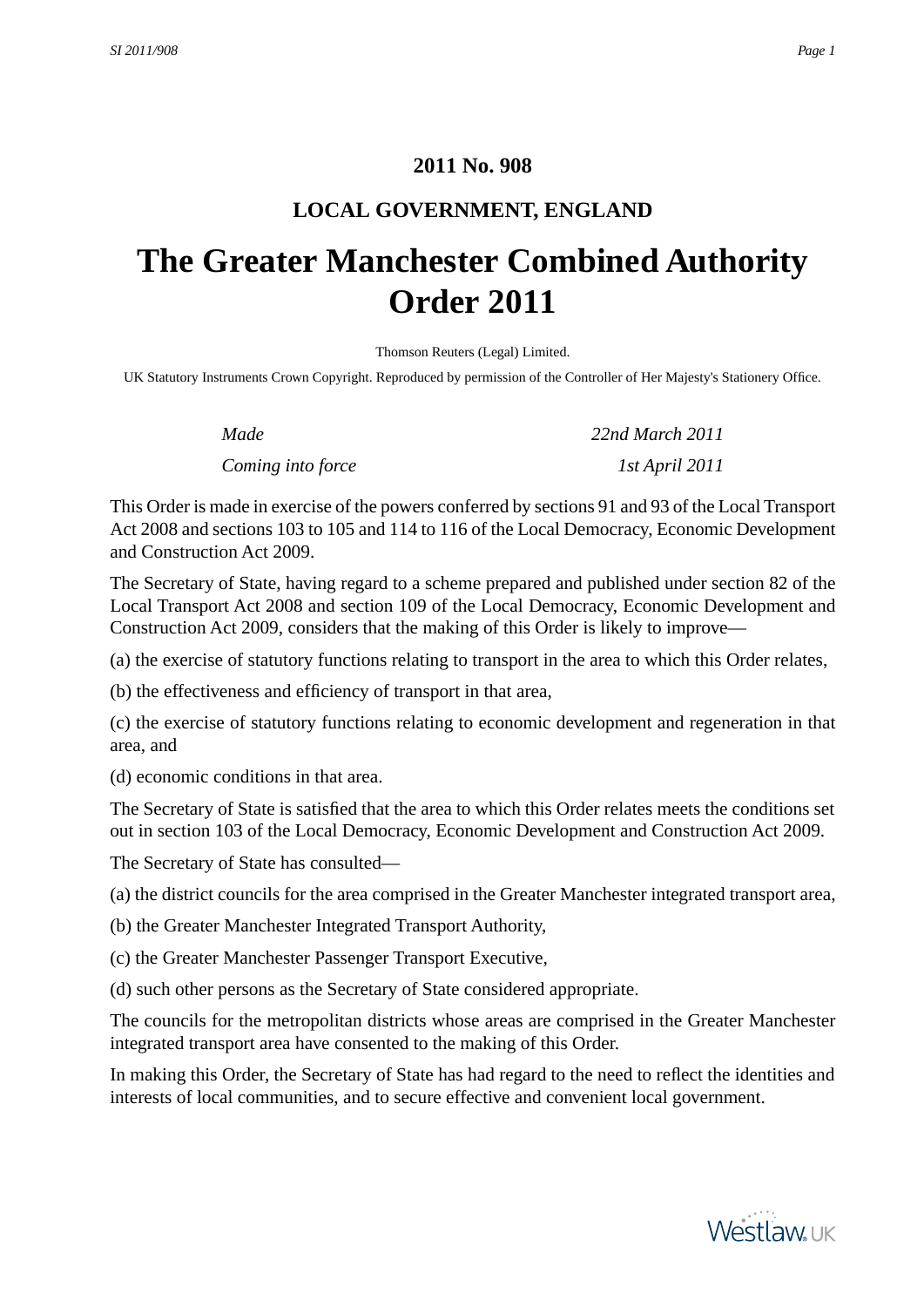## 2011 No. 908

## LOCAL GOVERNMENT, ENGLAND

# The Greater Manchester Combined Authority Order 2011

Thomson Reuters (Legal) Limited.

UK Statutory Instruments Crown Copyright. Reproduced by permission of the Controller of Her Majesty's Stationery Office.

| | |
|---|---|
| *Made* | *22nd March 2011* |
| *Coming into force* | *1st April 2011* |

This Order is made in exercise of the powers conferred by sections 91 and 93 of the Local Transport Act 2008 and sections 103 to 105 and 114 to 116 of the Local Democracy, Economic Development and Construction Act 2009.

The Secretary of State, having regard to a scheme prepared and published under section 82 of the Local Transport Act 2008 and section 109 of the Local Democracy, Economic Development and Construction Act 2009, considers that the making of this Order is likely to improve—

(a) the exercise of statutory functions relating to transport in the area to which this Order relates,

(b) the effectiveness and efficiency of transport in that area,

(c) the exercise of statutory functions relating to economic development and regeneration in that area, and

(d) economic conditions in that area.

The Secretary of State is satisfied that the area to which this Order relates meets the conditions set out in section 103 of the Local Democracy, Economic Development and Construction Act 2009.

The Secretary of State has consulted—

(a) the district councils for the area comprised in the Greater Manchester integrated transport area,

(b) the Greater Manchester Integrated Transport Authority,

(c) the Greater Manchester Passenger Transport Executive,

(d) such other persons as the Secretary of State considered appropriate.

The councils for the metropolitan districts whose areas are comprised in the Greater Manchester integrated transport area have consented to the making of this Order.

In making this Order, the Secretary of State has had regard to the need to reflect the identities and interests of local communities, and to secure effective and convenient local government.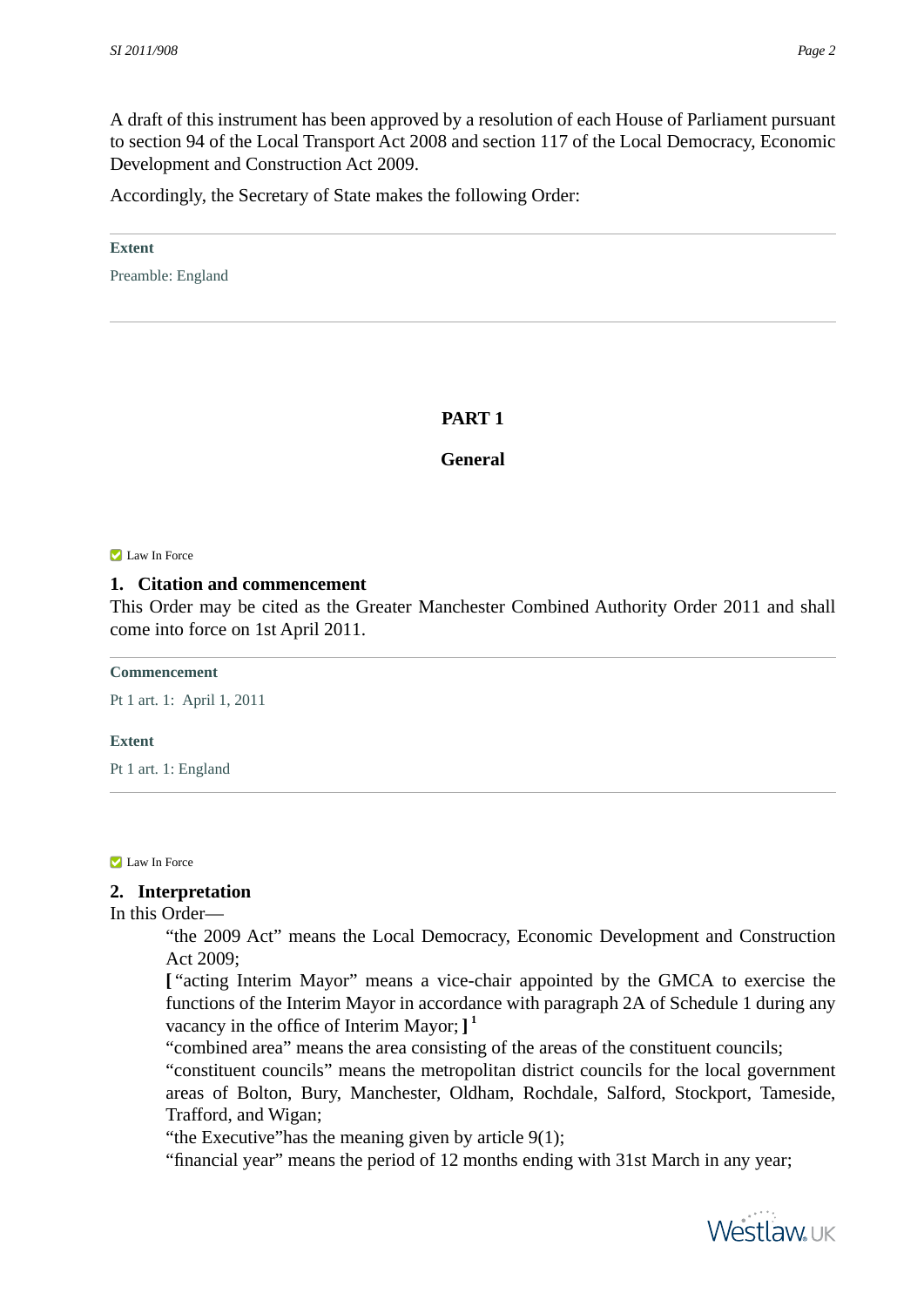A draft of this instrument has been approved by a resolution of each House of Parliament pursuant to section 94 of the Local Transport Act 2008 and section 117 of the Local Democracy, Economic Development and Construction Act 2009.

Accordingly, the Secretary of State makes the following Order:

**Extent**

Preamble: England

## PART 1

## General

Law In Force

### 1. Citation and commencement

This Order may be cited as the Greater Manchester Combined Authority Order 2011 and shall come into force on 1st April 2011.

**Commencement**

Pt 1 art. 1: April 1, 2011

**Extent**

Pt 1 art. 1: England

Law In Force

### 2. Interpretation

In this Order—

> "the 2009 Act" means the Local Democracy, Economic Development and Construction Act 2009;
>
> **[** "acting Interim Mayor" means a vice-chair appointed by the GMCA to exercise the functions of the Interim Mayor in accordance with paragraph 2A of Schedule 1 during any vacancy in the office of Interim Mayor; **]** [1]
>
> "combined area" means the area consisting of the areas of the constituent councils;
>
> "constituent councils" means the metropolitan district councils for the local government areas of Bolton, Bury, Manchester, Oldham, Rochdale, Salford, Stockport, Tameside, Trafford, and Wigan;
>
> "the Executive"has the meaning given by article 9(1);
>
> "financial year" means the period of 12 months ending with 31st March in any year;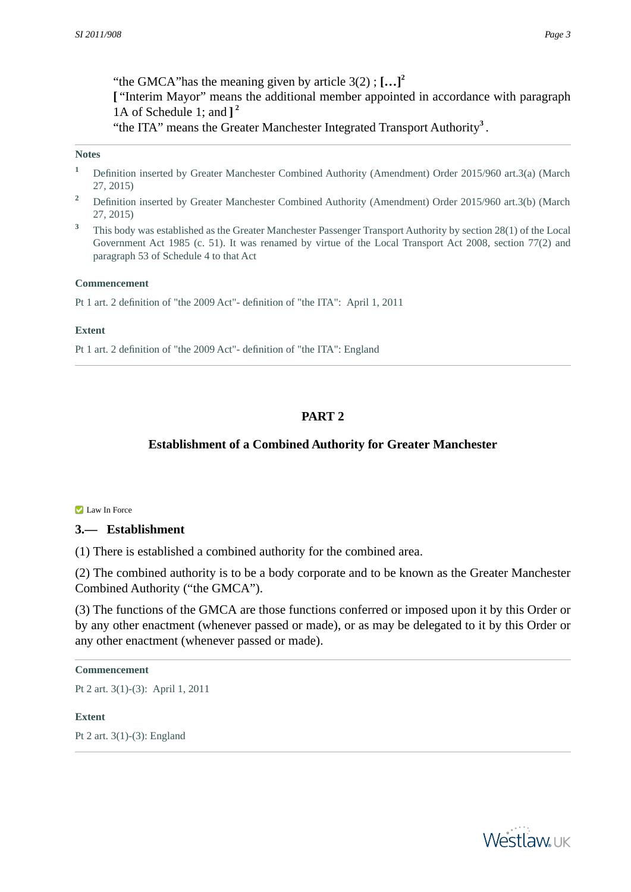"the GMCA"has the meaning given by article 3(2) ; **[…]**[2]
**[** "Interim Mayor" means the additional member appointed in accordance with paragraph 1A of Schedule 1; and **]** [2]
"the ITA" means the Greater Manchester Integrated Transport Authority[3] .

**Notes**

[1] Definition inserted by Greater Manchester Combined Authority (Amendment) Order 2015/960 art.3(a) (March 27, 2015)

[2] Definition inserted by Greater Manchester Combined Authority (Amendment) Order 2015/960 art.3(b) (March 27, 2015)

[3] This body was established as the Greater Manchester Passenger Transport Authority by section 28(1) of the Local Government Act 1985 (c. 51). It was renamed by virtue of the Local Transport Act 2008, section 77(2) and paragraph 53 of Schedule 4 to that Act

**Commencement**

Pt 1 art. 2 definition of "the 2009 Act"- definition of "the ITA": April 1, 2011

**Extent**

Pt 1 art. 2 definition of "the 2009 Act"- definition of "the ITA": England

## PART 2

## Establishment of a Combined Authority for Greater Manchester

Law In Force

### 3.— Establishment

(1) There is established a combined authority for the combined area.

(2) The combined authority is to be a body corporate and to be known as the Greater Manchester Combined Authority ("the GMCA").

(3) The functions of the GMCA are those functions conferred or imposed upon it by this Order or by any other enactment (whenever passed or made), or as may be delegated to it by this Order or any other enactment (whenever passed or made).

**Commencement**

Pt 2 art. 3(1)-(3): April 1, 2011

**Extent**

Pt 2 art. 3(1)-(3): England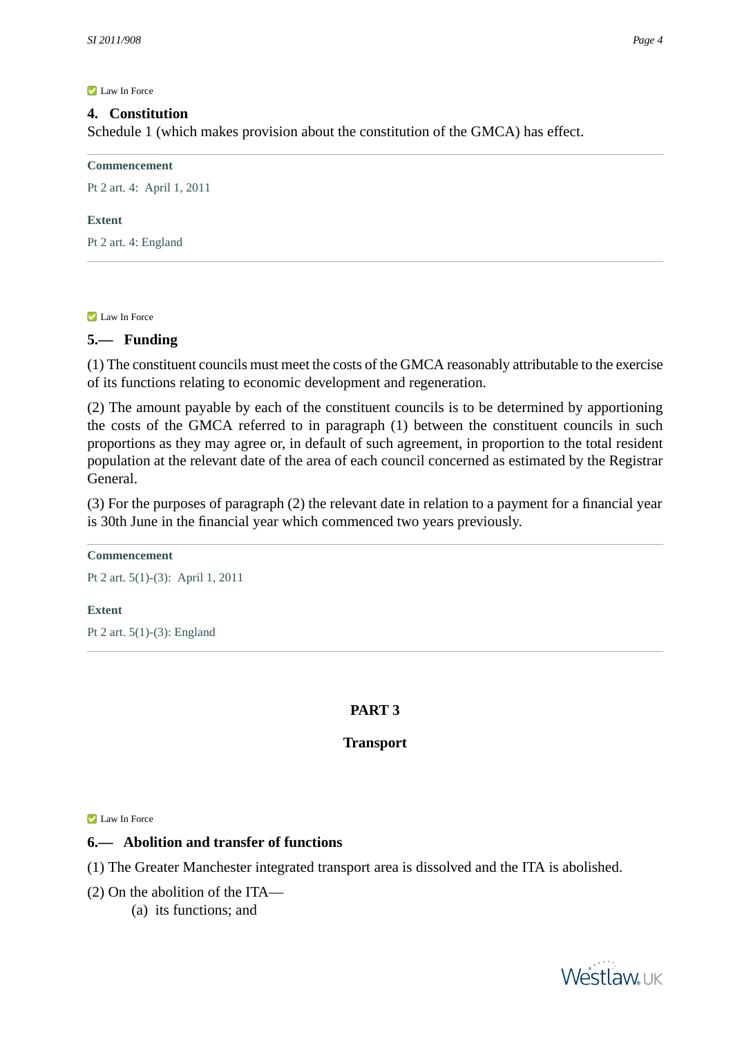Law In Force

### 4. Constitution

Schedule 1 (which makes provision about the constitution of the GMCA) has effect.

**Commencement**

Pt 2 art. 4: April 1, 2011

**Extent**

Pt 2 art. 4: England

Law In Force

### 5.— Funding

(1) The constituent councils must meet the costs of the GMCA reasonably attributable to the exercise of its functions relating to economic development and regeneration.

(2) The amount payable by each of the constituent councils is to be determined by apportioning the costs of the GMCA referred to in paragraph (1) between the constituent councils in such proportions as they may agree or, in default of such agreement, in proportion to the total resident population at the relevant date of the area of each council concerned as estimated by the Registrar General.

(3) For the purposes of paragraph (2) the relevant date in relation to a payment for a financial year is 30th June in the financial year which commenced two years previously.

**Commencement**

Pt 2 art. 5(1)-(3): April 1, 2011

**Extent**

Pt 2 art. 5(1)-(3): England

## PART 3

## Transport

Law In Force

### 6.— Abolition and transfer of functions

(1) The Greater Manchester integrated transport area is dissolved and the ITA is abolished.

(2) On the abolition of the ITA—

(a) its functions; and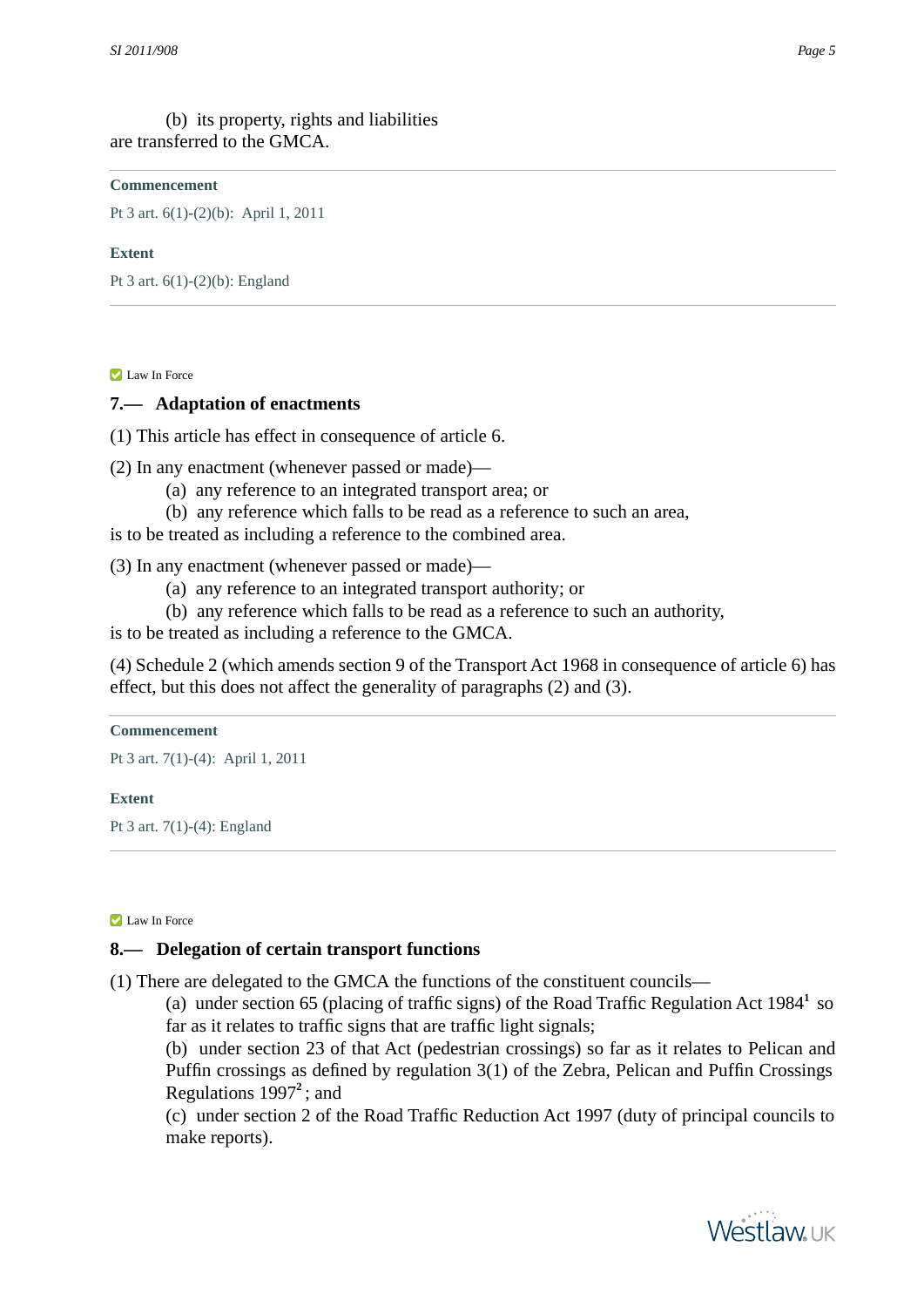(b) its property, rights and liabilities

are transferred to the GMCA.

---

**Commencement**

Pt 3 art. 6(1)-(2)(b): April 1, 2011

**Extent**

Pt 3 art. 6(1)-(2)(b): England

---

Law In Force

## 7.— Adaptation of enactments

(1) This article has effect in consequence of article 6.

(2) In any enactment (whenever passed or made)—

(a) any reference to an integrated transport area; or

(b) any reference which falls to be read as a reference to such an area,

is to be treated as including a reference to the combined area.

(3) In any enactment (whenever passed or made)—

(a) any reference to an integrated transport authority; or

(b) any reference which falls to be read as a reference to such an authority,

is to be treated as including a reference to the GMCA.

(4) Schedule 2 (which amends section 9 of the Transport Act 1968 in consequence of article 6) has effect, but this does not affect the generality of paragraphs (2) and (3).

---

**Commencement**

Pt 3 art. 7(1)-(4): April 1, 2011

**Extent**

Pt 3 art. 7(1)-(4): England

---

Law In Force

## 8.— Delegation of certain transport functions

(1) There are delegated to the GMCA the functions of the constituent councils—

(a) under section 65 (placing of traffic signs) of the Road Traffic Regulation Act 1984[1] so far as it relates to traffic signs that are traffic light signals;

(b) under section 23 of that Act (pedestrian crossings) so far as it relates to Pelican and Puffin crossings as defined by regulation 3(1) of the Zebra, Pelican and Puffin Crossings Regulations 1997[2]; and

(c) under section 2 of the Road Traffic Reduction Act 1997 (duty of principal councils to make reports).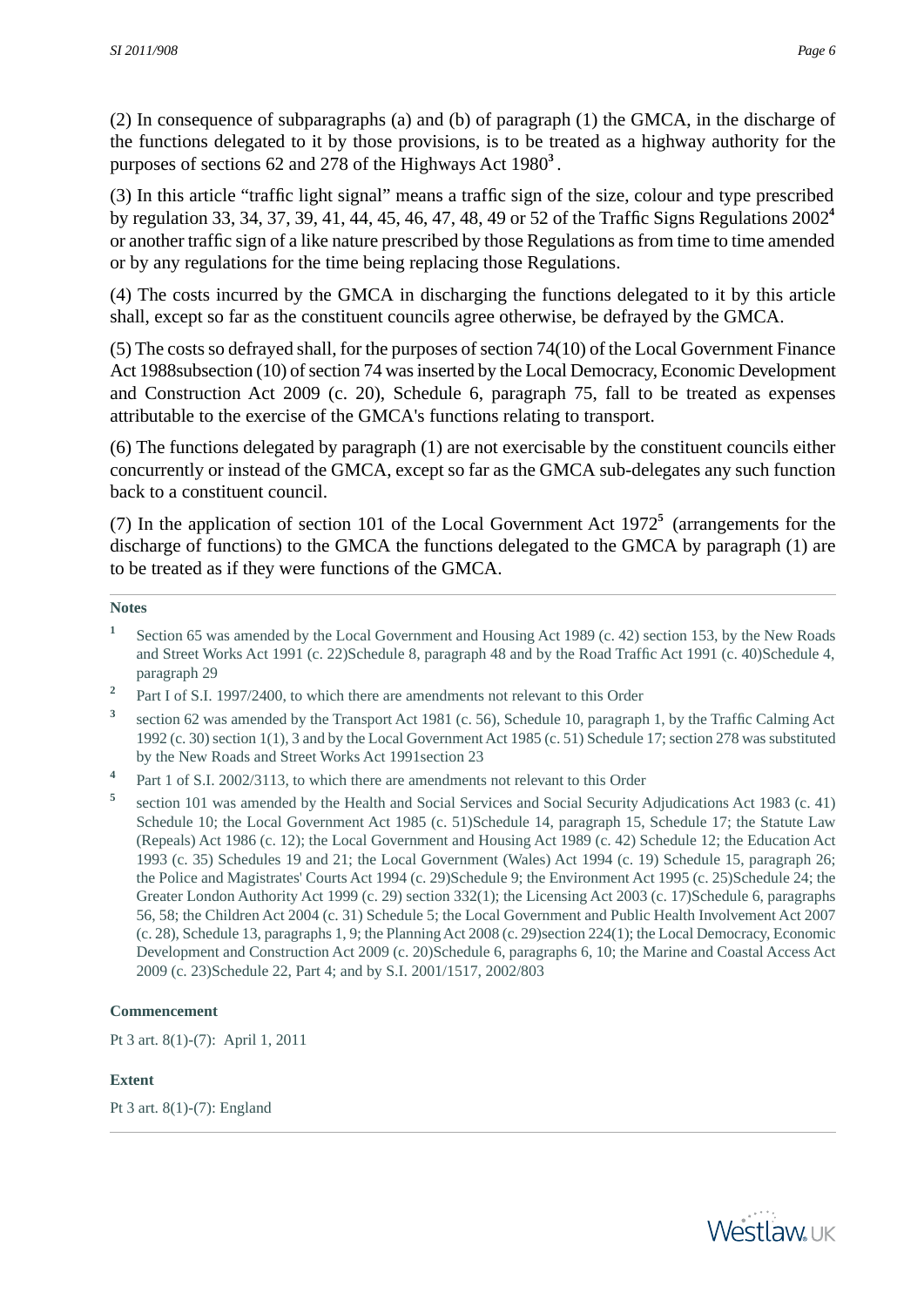(2) In consequence of subparagraphs (a) and (b) of paragraph (1) the GMCA, in the discharge of the functions delegated to it by those provisions, is to be treated as a highway authority for the purposes of sections 62 and 278 of the Highways Act 1980[3].

(3) In this article "traffic light signal" means a traffic sign of the size, colour and type prescribed by regulation 33, 34, 37, 39, 41, 44, 45, 46, 47, 48, 49 or 52 of the Traffic Signs Regulations 2002[4] or another traffic sign of a like nature prescribed by those Regulations as from time to time amended or by any regulations for the time being replacing those Regulations.

(4) The costs incurred by the GMCA in discharging the functions delegated to it by this article shall, except so far as the constituent councils agree otherwise, be defrayed by the GMCA.

(5) The costs so defrayed shall, for the purposes of section 74(10) of the Local Government Finance Act 1988subsection (10) of section 74 was inserted by the Local Democracy, Economic Development and Construction Act 2009 (c. 20), Schedule 6, paragraph 75, fall to be treated as expenses attributable to the exercise of the GMCA's functions relating to transport.

(6) The functions delegated by paragraph (1) are not exercisable by the constituent councils either concurrently or instead of the GMCA, except so far as the GMCA sub-delegates any such function back to a constituent council.

(7) In the application of section 101 of the Local Government Act 1972[5] (arrangements for the discharge of functions) to the GMCA the functions delegated to the GMCA by paragraph (1) are to be treated as if they were functions of the GMCA.

**Notes**

1. Section 65 was amended by the Local Government and Housing Act 1989 (c. 42) section 153, by the New Roads and Street Works Act 1991 (c. 22)Schedule 8, paragraph 48 and by the Road Traffic Act 1991 (c. 40)Schedule 4, paragraph 29
2. Part I of S.I. 1997/2400, to which there are amendments not relevant to this Order
3. section 62 was amended by the Transport Act 1981 (c. 56), Schedule 10, paragraph 1, by the Traffic Calming Act 1992 (c. 30) section 1(1), 3 and by the Local Government Act 1985 (c. 51) Schedule 17; section 278 was substituted by the New Roads and Street Works Act 1991section 23
4. Part 1 of S.I. 2002/3113, to which there are amendments not relevant to this Order
5. section 101 was amended by the Health and Social Services and Social Security Adjudications Act 1983 (c. 41) Schedule 10; the Local Government Act 1985 (c. 51)Schedule 14, paragraph 15, Schedule 17; the Statute Law (Repeals) Act 1986 (c. 12); the Local Government and Housing Act 1989 (c. 42) Schedule 12; the Education Act 1993 (c. 35) Schedules 19 and 21; the Local Government (Wales) Act 1994 (c. 19) Schedule 15, paragraph 26; the Police and Magistrates' Courts Act 1994 (c. 29)Schedule 9; the Environment Act 1995 (c. 25)Schedule 24; the Greater London Authority Act 1999 (c. 29) section 332(1); the Licensing Act 2003 (c. 17)Schedule 6, paragraphs 56, 58; the Children Act 2004 (c. 31) Schedule 5; the Local Government and Public Health Involvement Act 2007 (c. 28), Schedule 13, paragraphs 1, 9; the Planning Act 2008 (c. 29)section 224(1); the Local Democracy, Economic Development and Construction Act 2009 (c. 20)Schedule 6, paragraphs 6, 10; the Marine and Coastal Access Act 2009 (c. 23)Schedule 22, Part 4; and by S.I. 2001/1517, 2002/803

**Commencement**

Pt 3 art. 8(1)-(7): April 1, 2011

**Extent**

Pt 3 art. 8(1)-(7): England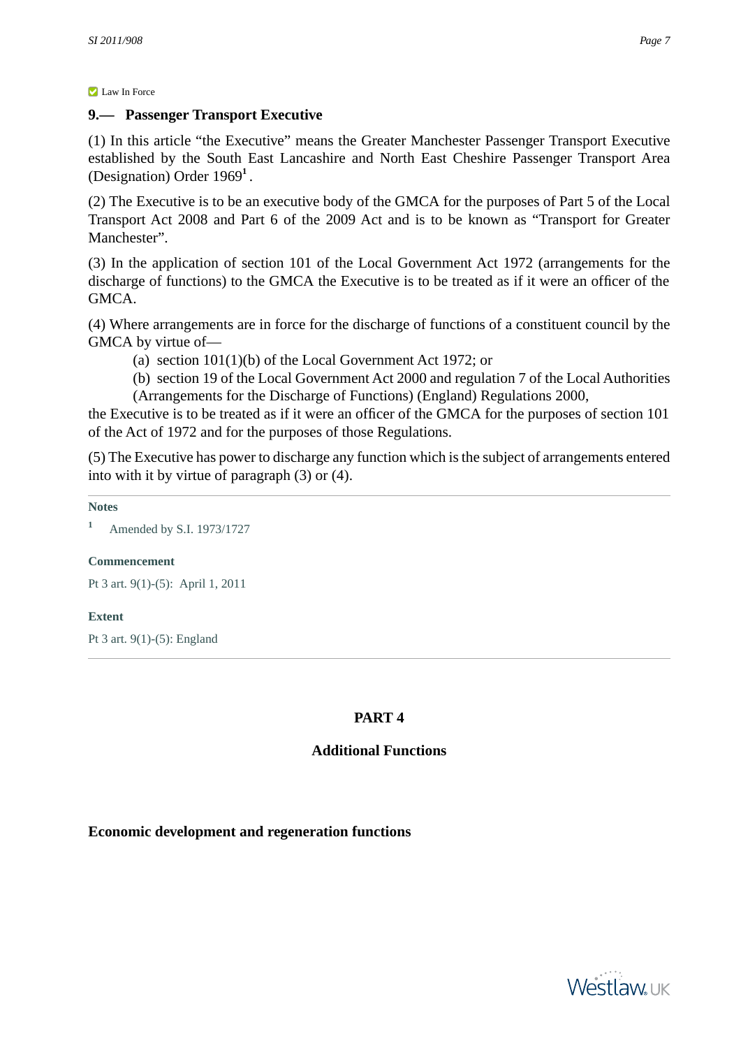Law In Force

## 9.— Passenger Transport Executive

(1) In this article "the Executive" means the Greater Manchester Passenger Transport Executive established by the South East Lancashire and North East Cheshire Passenger Transport Area (Designation) Order 1969[1].

(2) The Executive is to be an executive body of the GMCA for the purposes of Part 5 of the Local Transport Act 2008 and Part 6 of the 2009 Act and is to be known as "Transport for Greater Manchester".

(3) In the application of section 101 of the Local Government Act 1972 (arrangements for the discharge of functions) to the GMCA the Executive is to be treated as if it were an officer of the GMCA.

(4) Where arrangements are in force for the discharge of functions of a constituent council by the GMCA by virtue of—

(a) section 101(1)(b) of the Local Government Act 1972; or

(b) section 19 of the Local Government Act 2000 and regulation 7 of the Local Authorities (Arrangements for the Discharge of Functions) (England) Regulations 2000,

the Executive is to be treated as if it were an officer of the GMCA for the purposes of section 101 of the Act of 1972 and for the purposes of those Regulations.

(5) The Executive has power to discharge any function which is the subject of arrangements entered into with it by virtue of paragraph (3) or (4).

---

**Notes**

[1] Amended by S.I. 1973/1727

**Commencement**

Pt 3 art. 9(1)-(5): April 1, 2011

**Extent**

Pt 3 art. 9(1)-(5): England

---

# PART 4

## Additional Functions

### Economic development and regeneration functions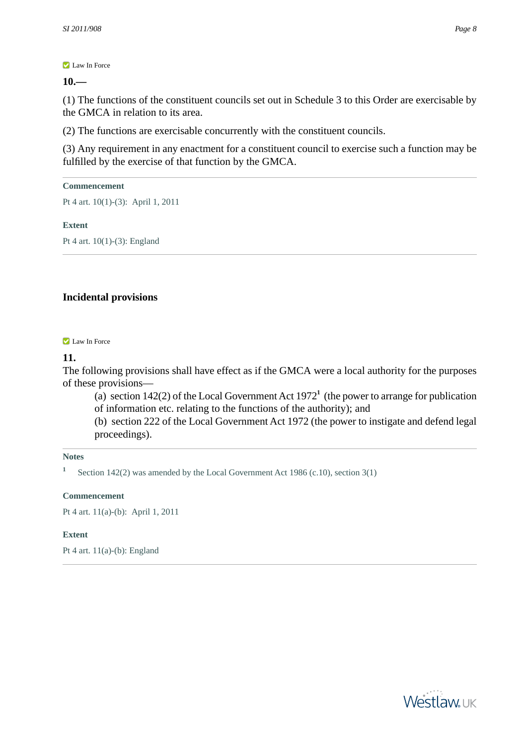Law In Force

**10.—**

(1) The functions of the constituent councils set out in Schedule 3 to this Order are exercisable by the GMCA in relation to its area.

(2) The functions are exercisable concurrently with the constituent councils.

(3) Any requirement in any enactment for a constituent council to exercise such a function may be fulfilled by the exercise of that function by the GMCA.

**Commencement**

Pt 4 art. 10(1)-(3): April 1, 2011

**Extent**

Pt 4 art. 10(1)-(3): England

## Incidental provisions

Law In Force

**11.**

The following provisions shall have effect as if the GMCA were a local authority for the purposes of these provisions—

(a) section 142(2) of the Local Government Act 1972[1] (the power to arrange for publication of information etc. relating to the functions of the authority); and

(b) section 222 of the Local Government Act 1972 (the power to instigate and defend legal proceedings).

**Notes**

[1] Section 142(2) was amended by the Local Government Act 1986 (c.10), section 3(1)

**Commencement**

Pt 4 art. 11(a)-(b): April 1, 2011

**Extent**

Pt 4 art. 11(a)-(b): England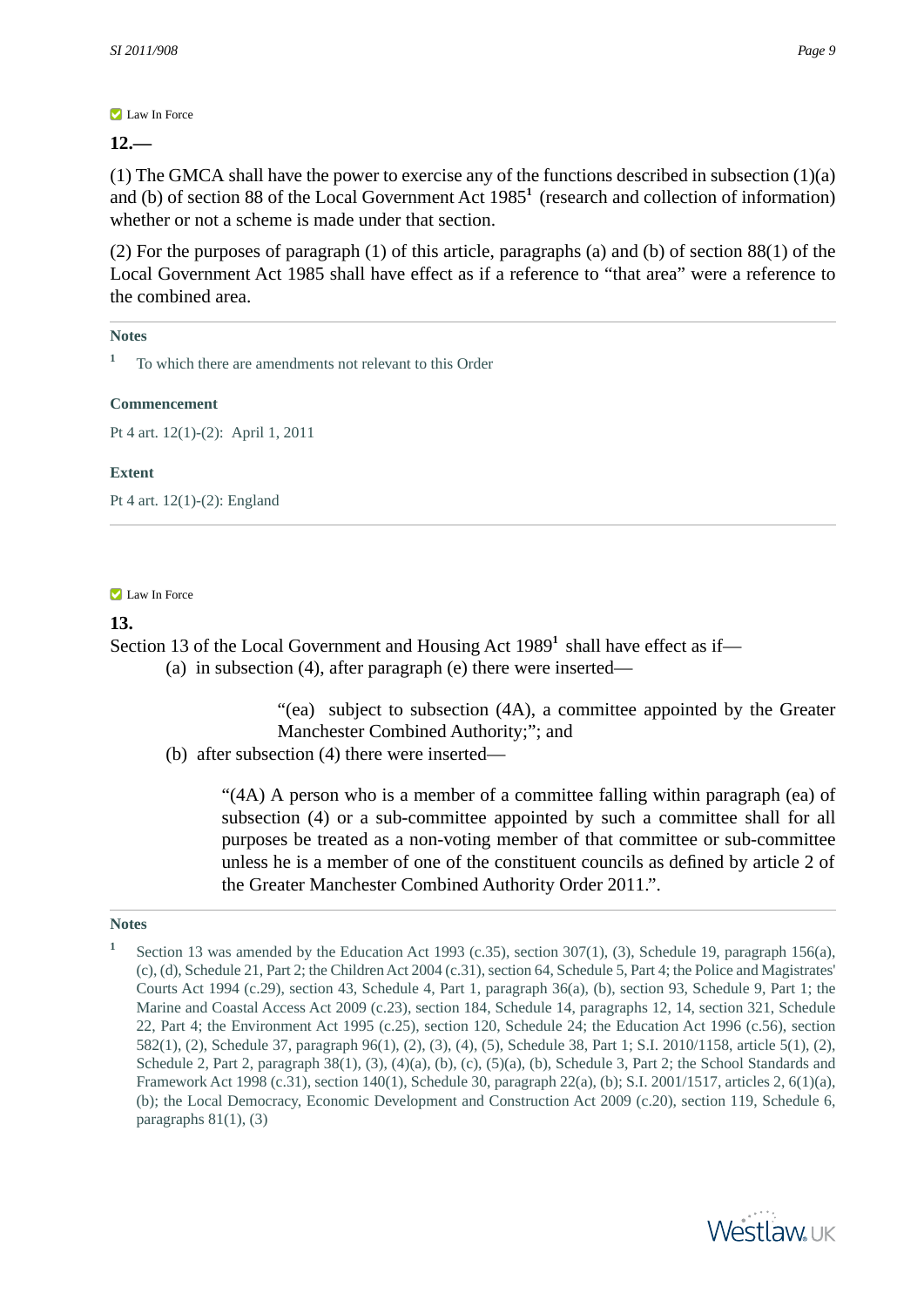Law In Force

**12.—**

(1) The GMCA shall have the power to exercise any of the functions described in subsection (1)(a) and (b) of section 88 of the Local Government Act 1985[1] (research and collection of information) whether or not a scheme is made under that section.

(2) For the purposes of paragraph (1) of this article, paragraphs (a) and (b) of section 88(1) of the Local Government Act 1985 shall have effect as if a reference to “that area” were a reference to the combined area.

**Notes**

[1] To which there are amendments not relevant to this Order

**Commencement**

Pt 4 art. 12(1)-(2): April 1, 2011

**Extent**

Pt 4 art. 12(1)-(2): England

---

Law In Force

**13.**

Section 13 of the Local Government and Housing Act 1989[1] shall have effect as if—

(a) in subsection (4), after paragraph (e) there were inserted—

> “(ea) subject to subsection (4A), a committee appointed by the Greater Manchester Combined Authority;”; and

(b) after subsection (4) there were inserted—

> “(4A) A person who is a member of a committee falling within paragraph (ea) of subsection (4) or a sub-committee appointed by such a committee shall for all purposes be treated as a non-voting member of that committee or sub-committee unless he is a member of one of the constituent councils as defined by article 2 of the Greater Manchester Combined Authority Order 2011.”.

**Notes**

[1] Section 13 was amended by the Education Act 1993 (c.35), section 307(1), (3), Schedule 19, paragraph 156(a), (c), (d), Schedule 21, Part 2; the Children Act 2004 (c.31), section 64, Schedule 5, Part 4; the Police and Magistrates' Courts Act 1994 (c.29), section 43, Schedule 4, Part 1, paragraph 36(a), (b), section 93, Schedule 9, Part 1; the Marine and Coastal Access Act 2009 (c.23), section 184, Schedule 14, paragraphs 12, 14, section 321, Schedule 22, Part 4; the Environment Act 1995 (c.25), section 120, Schedule 24; the Education Act 1996 (c.56), section 582(1), (2), Schedule 37, paragraph 96(1), (2), (3), (4), (5), Schedule 38, Part 1; S.I. 2010/1158, article 5(1), (2), Schedule 2, Part 2, paragraph 38(1), (3), (4)(a), (b), (c), (5)(a), (b), Schedule 3, Part 2; the School Standards and Framework Act 1998 (c.31), section 140(1), Schedule 30, paragraph 22(a), (b); S.I. 2001/1517, articles 2, 6(1)(a), (b); the Local Democracy, Economic Development and Construction Act 2009 (c.20), section 119, Schedule 6, paragraphs 81(1), (3)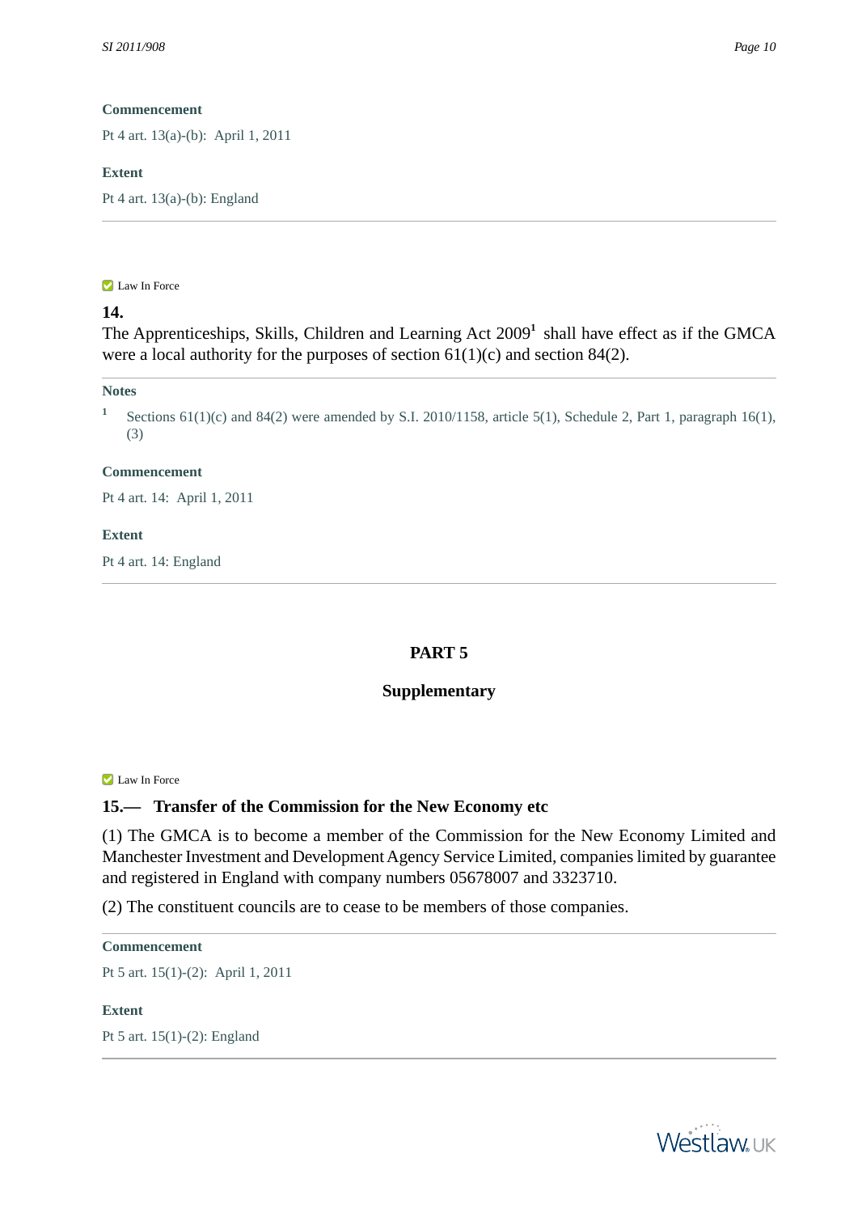**Commencement**

Pt 4 art. 13(a)-(b): April 1, 2011

**Extent**

Pt 4 art. 13(a)-(b): England

---

Law In Force

**14.**

The Apprenticeships, Skills, Children and Learning Act 2009[1] shall have effect as if the GMCA were a local authority for the purposes of section 61(1)(c) and section 84(2).

**Notes**

[1] Sections 61(1)(c) and 84(2) were amended by S.I. 2010/1158, article 5(1), Schedule 2, Part 1, paragraph 16(1), (3)

**Commencement**

Pt 4 art. 14: April 1, 2011

**Extent**

Pt 4 art. 14: England

---

## PART 5

## Supplementary

Law In Force

### 15.— Transfer of the Commission for the New Economy etc

(1) The GMCA is to become a member of the Commission for the New Economy Limited and Manchester Investment and Development Agency Service Limited, companies limited by guarantee and registered in England with company numbers 05678007 and 3323710.

(2) The constituent councils are to cease to be members of those companies.

**Commencement**

Pt 5 art. 15(1)-(2): April 1, 2011

**Extent**

Pt 5 art. 15(1)-(2): England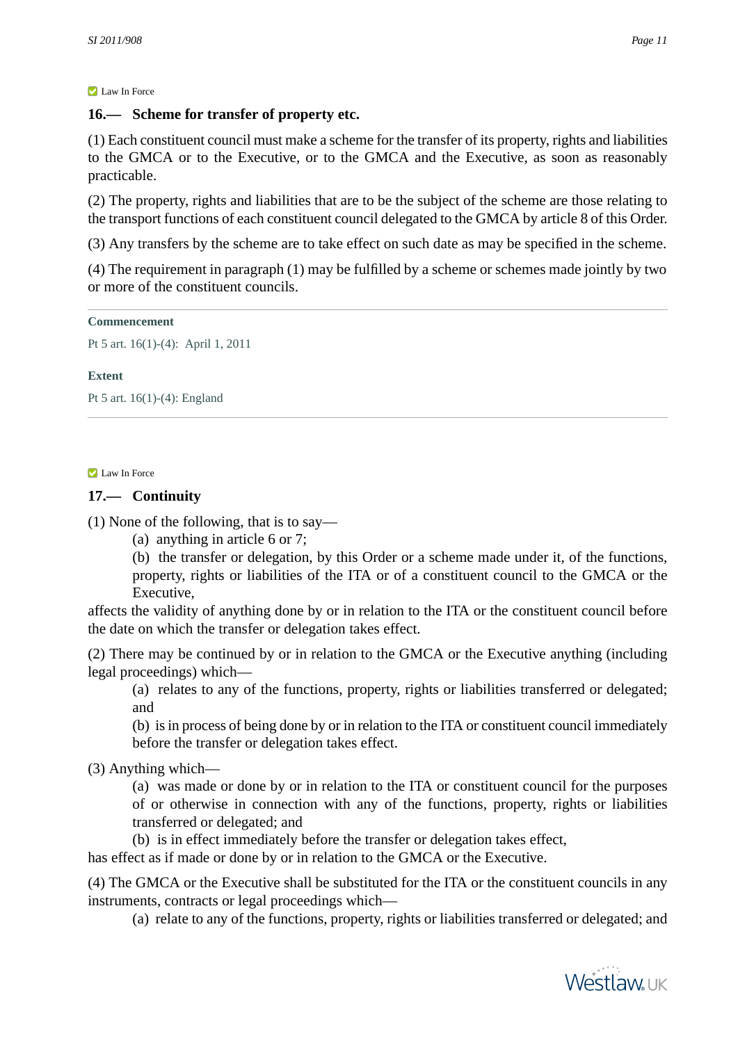Law In Force

### 16.— Scheme for transfer of property etc.

(1) Each constituent council must make a scheme for the transfer of its property, rights and liabilities to the GMCA or to the Executive, or to the GMCA and the Executive, as soon as reasonably practicable.

(2) The property, rights and liabilities that are to be the subject of the scheme are those relating to the transport functions of each constituent council delegated to the GMCA by article 8 of this Order.

(3) Any transfers by the scheme are to take effect on such date as may be specified in the scheme.

(4) The requirement in paragraph (1) may be fulfilled by a scheme or schemes made jointly by two or more of the constituent councils.

**Commencement**

Pt 5 art. 16(1)-(4): April 1, 2011

**Extent**

Pt 5 art. 16(1)-(4): England

---

Law In Force

### 17.— Continuity

(1) None of the following, that is to say—

(a) anything in article 6 or 7;

(b) the transfer or delegation, by this Order or a scheme made under it, of the functions, property, rights or liabilities of the ITA or of a constituent council to the GMCA or the Executive,

affects the validity of anything done by or in relation to the ITA or the constituent council before the date on which the transfer or delegation takes effect.

(2) There may be continued by or in relation to the GMCA or the Executive anything (including legal proceedings) which—

(a) relates to any of the functions, property, rights or liabilities transferred or delegated; and

(b) is in process of being done by or in relation to the ITA or constituent council immediately before the transfer or delegation takes effect.

(3) Anything which—

(a) was made or done by or in relation to the ITA or constituent council for the purposes of or otherwise in connection with any of the functions, property, rights or liabilities transferred or delegated; and

(b) is in effect immediately before the transfer or delegation takes effect,

has effect as if made or done by or in relation to the GMCA or the Executive.

(4) The GMCA or the Executive shall be substituted for the ITA or the constituent councils in any instruments, contracts or legal proceedings which—

(a) relate to any of the functions, property, rights or liabilities transferred or delegated; and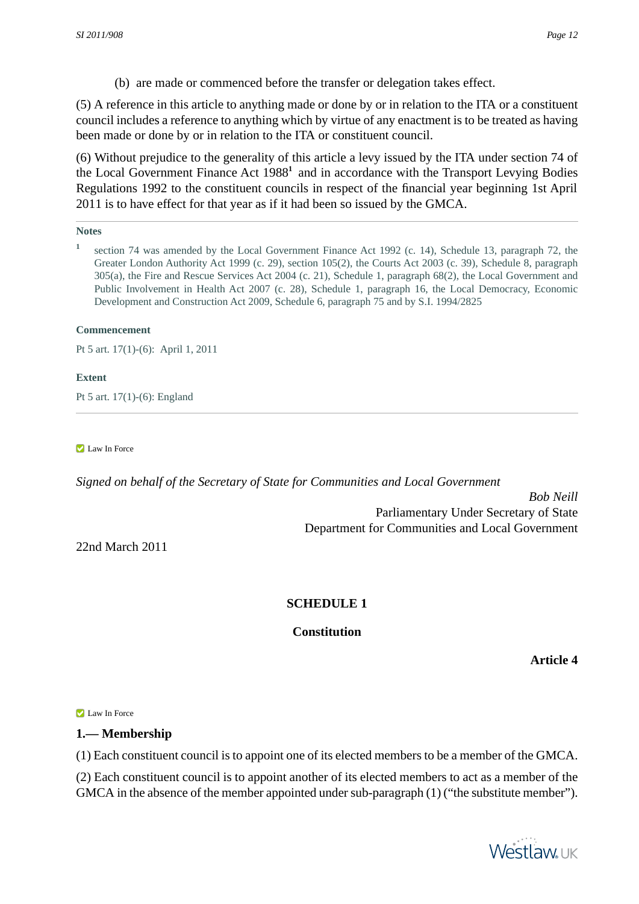(b) are made or commenced before the transfer or delegation takes effect.

(5) A reference in this article to anything made or done by or in relation to the ITA or a constituent council includes a reference to anything which by virtue of any enactment is to be treated as having been made or done by or in relation to the ITA or constituent council.

(6) Without prejudice to the generality of this article a levy issued by the ITA under section 74 of the Local Government Finance Act 1988[1] and in accordance with the Transport Levying Bodies Regulations 1992 to the constituent councils in respect of the financial year beginning 1st April 2011 is to have effect for that year as if it had been so issued by the GMCA.

---

**Notes**

[1] section 74 was amended by the Local Government Finance Act 1992 (c. 14), Schedule 13, paragraph 72, the Greater London Authority Act 1999 (c. 29), section 105(2), the Courts Act 2003 (c. 39), Schedule 8, paragraph 305(a), the Fire and Rescue Services Act 2004 (c. 21), Schedule 1, paragraph 68(2), the Local Government and Public Involvement in Health Act 2007 (c. 28), Schedule 1, paragraph 16, the Local Democracy, Economic Development and Construction Act 2009, Schedule 6, paragraph 75 and by S.I. 1994/2825

**Commencement**

Pt 5 art. 17(1)-(6): April 1, 2011

**Extent**

Pt 5 art. 17(1)-(6): England

---

Law In Force

*Signed on behalf of the Secretary of State for Communities and Local Government*

*Bob Neill*
Parliamentary Under Secretary of State
Department for Communities and Local Government

22nd March 2011

## SCHEDULE 1

### Constitution

**Article 4**

Law In Force

### 1.— Membership

(1) Each constituent council is to appoint one of its elected members to be a member of the GMCA.

(2) Each constituent council is to appoint another of its elected members to act as a member of the GMCA in the absence of the member appointed under sub-paragraph (1) ("the substitute member").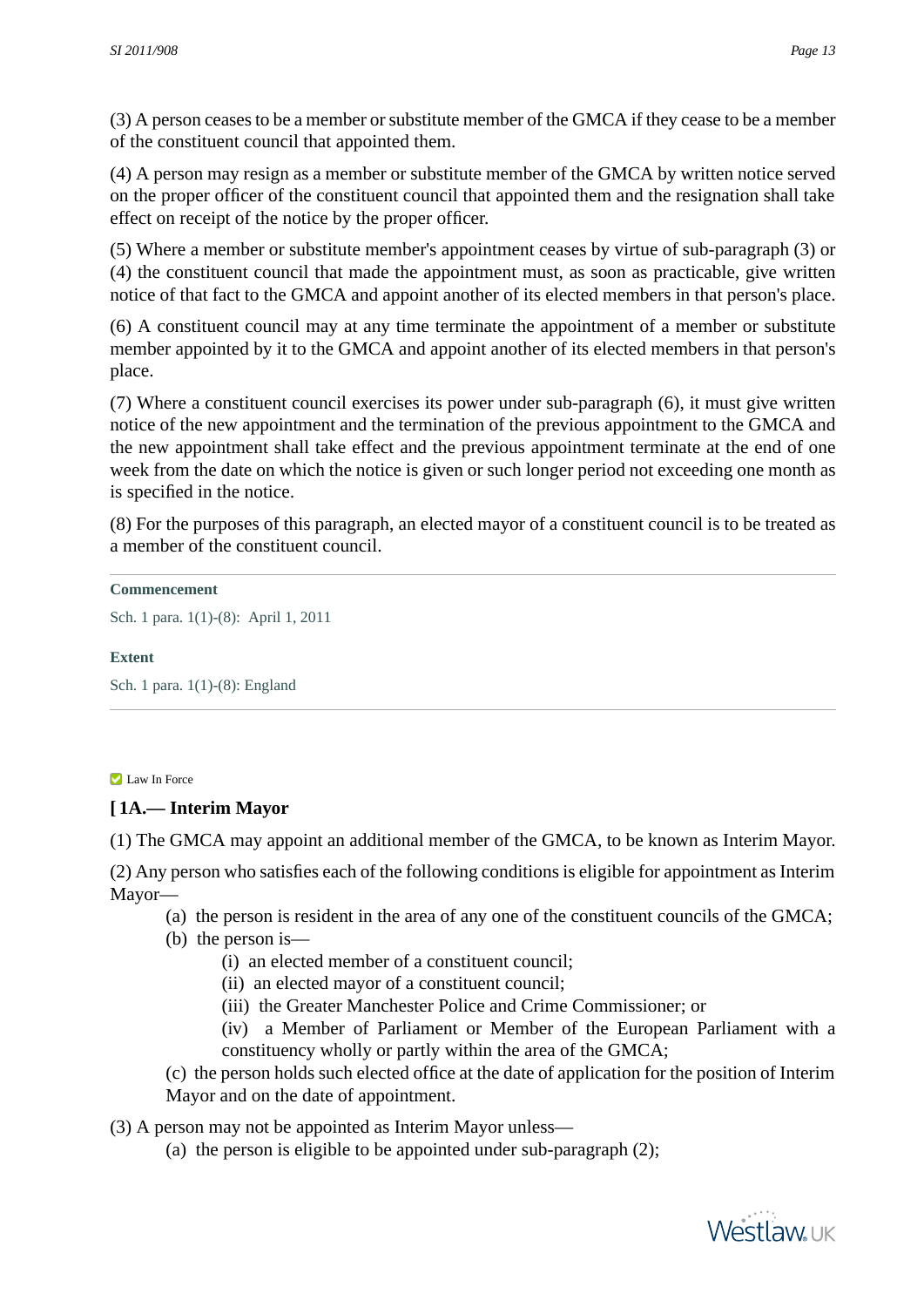(3) A person ceases to be a member or substitute member of the GMCA if they cease to be a member of the constituent council that appointed them.

(4) A person may resign as a member or substitute member of the GMCA by written notice served on the proper officer of the constituent council that appointed them and the resignation shall take effect on receipt of the notice by the proper officer.

(5) Where a member or substitute member's appointment ceases by virtue of sub-paragraph (3) or (4) the constituent council that made the appointment must, as soon as practicable, give written notice of that fact to the GMCA and appoint another of its elected members in that person's place.

(6) A constituent council may at any time terminate the appointment of a member or substitute member appointed by it to the GMCA and appoint another of its elected members in that person's place.

(7) Where a constituent council exercises its power under sub-paragraph (6), it must give written notice of the new appointment and the termination of the previous appointment to the GMCA and the new appointment shall take effect and the previous appointment terminate at the end of one week from the date on which the notice is given or such longer period not exceeding one month as is specified in the notice.

(8) For the purposes of this paragraph, an elected mayor of a constituent council is to be treated as a member of the constituent council.

---

**Commencement**

Sch. 1 para. 1(1)-(8): April 1, 2011

**Extent**

Sch. 1 para. 1(1)-(8): England

---

Law In Force

### [ 1A.— Interim Mayor

(1) The GMCA may appoint an additional member of the GMCA, to be known as Interim Mayor.

(2) Any person who satisfies each of the following conditions is eligible for appointment as Interim Mayor—

- (a) the person is resident in the area of any one of the constituent councils of the GMCA;
- (b) the person is—
  - (i) an elected member of a constituent council;
  - (ii) an elected mayor of a constituent council;
  - (iii) the Greater Manchester Police and Crime Commissioner; or
  - (iv) a Member of Parliament or Member of the European Parliament with a constituency wholly or partly within the area of the GMCA;
- (c) the person holds such elected office at the date of application for the position of Interim Mayor and on the date of appointment.

(3) A person may not be appointed as Interim Mayor unless—

- (a) the person is eligible to be appointed under sub-paragraph (2);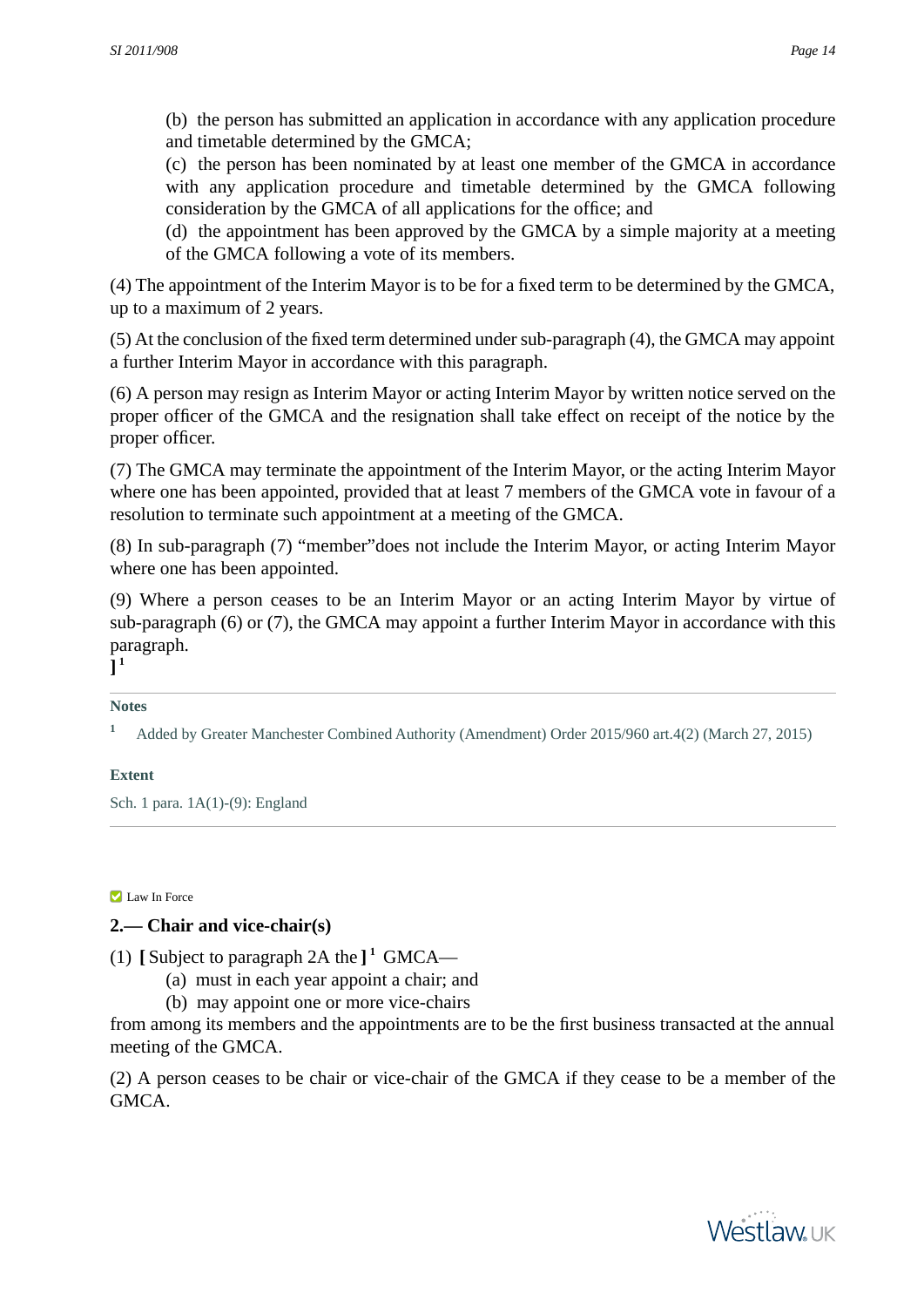(b) the person has submitted an application in accordance with any application procedure and timetable determined by the GMCA;

(c) the person has been nominated by at least one member of the GMCA in accordance with any application procedure and timetable determined by the GMCA following consideration by the GMCA of all applications for the office; and

(d) the appointment has been approved by the GMCA by a simple majority at a meeting of the GMCA following a vote of its members.

(4) The appointment of the Interim Mayor is to be for a fixed term to be determined by the GMCA, up to a maximum of 2 years.

(5) At the conclusion of the fixed term determined under sub-paragraph (4), the GMCA may appoint a further Interim Mayor in accordance with this paragraph.

(6) A person may resign as Interim Mayor or acting Interim Mayor by written notice served on the proper officer of the GMCA and the resignation shall take effect on receipt of the notice by the proper officer.

(7) The GMCA may terminate the appointment of the Interim Mayor, or the acting Interim Mayor where one has been appointed, provided that at least 7 members of the GMCA vote in favour of a resolution to terminate such appointment at a meeting of the GMCA.

(8) In sub-paragraph (7) “member”does not include the Interim Mayor, or acting Interim Mayor where one has been appointed.

(9) Where a person ceases to be an Interim Mayor or an acting Interim Mayor by virtue of sub-paragraph (6) or (7), the GMCA may appoint a further Interim Mayor in accordance with this paragraph.
**]** [1]

**Notes**

[1] Added by Greater Manchester Combined Authority (Amendment) Order 2015/960 art.4(2) (March 27, 2015)

**Extent**

Sch. 1 para. 1A(1)-(9): England

Law In Force

**2.— Chair and vice-chair(s)**

(1) **[** Subject to paragraph 2A the **]** [1] GMCA—

(a) must in each year appoint a chair; and

(b) may appoint one or more vice-chairs

from among its members and the appointments are to be the first business transacted at the annual meeting of the GMCA.

(2) A person ceases to be chair or vice-chair of the GMCA if they cease to be a member of the GMCA.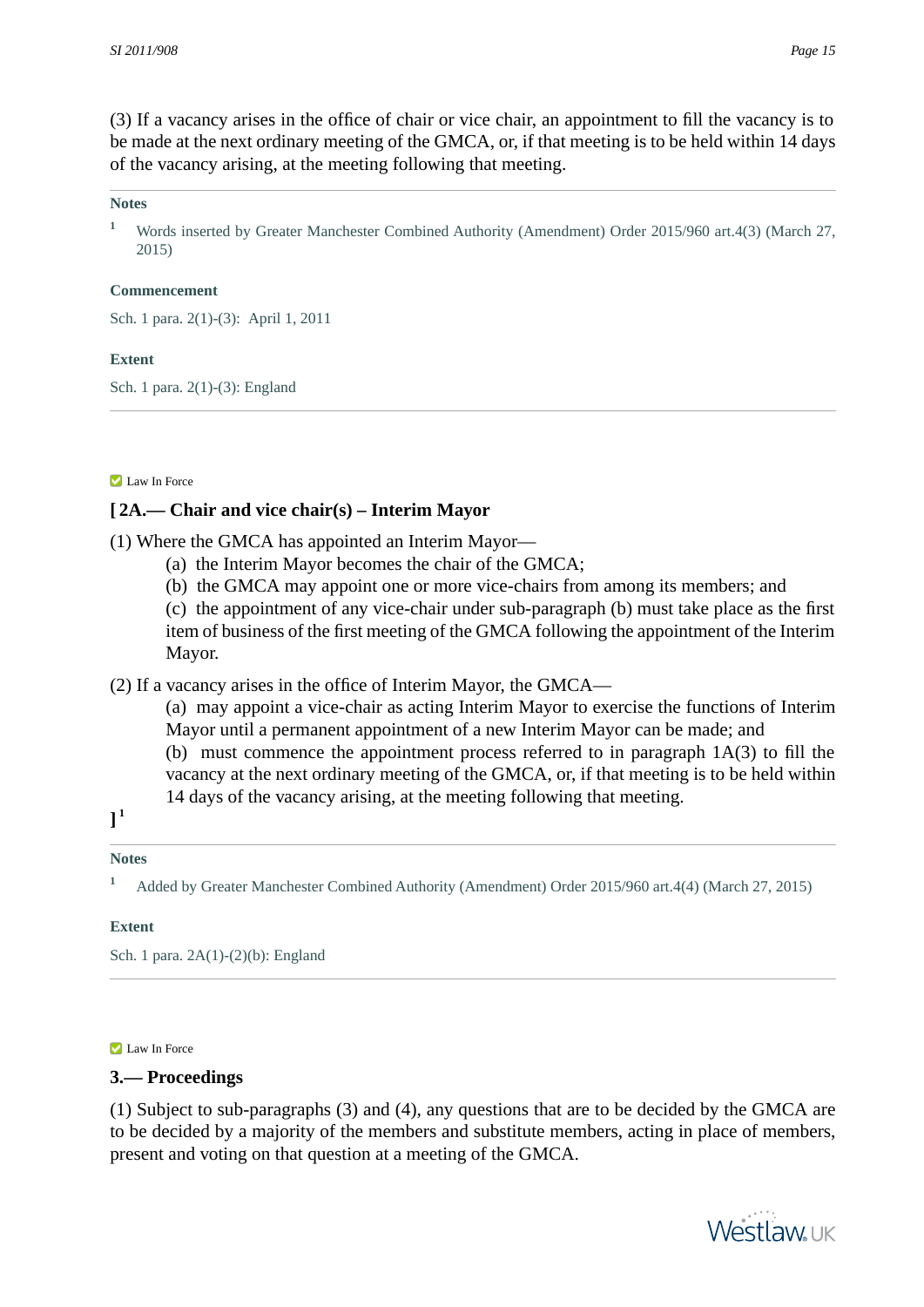(3) If a vacancy arises in the office of chair or vice chair, an appointment to fill the vacancy is to be made at the next ordinary meeting of the GMCA, or, if that meeting is to be held within 14 days of the vacancy arising, at the meeting following that meeting.

**Notes**

[1] Words inserted by Greater Manchester Combined Authority (Amendment) Order 2015/960 art.4(3) (March 27, 2015)

**Commencement**

Sch. 1 para. 2(1)-(3): April 1, 2011

**Extent**

Sch. 1 para. 2(1)-(3): England

---

Law In Force

### [ 2A.— Chair and vice chair(s) – Interim Mayor

(1) Where the GMCA has appointed an Interim Mayor—

(a) the Interim Mayor becomes the chair of the GMCA;

(b) the GMCA may appoint one or more vice-chairs from among its members; and

(c) the appointment of any vice-chair under sub-paragraph (b) must take place as the first item of business of the first meeting of the GMCA following the appointment of the Interim Mayor.

(2) If a vacancy arises in the office of Interim Mayor, the GMCA—

(a) may appoint a vice-chair as acting Interim Mayor to exercise the functions of Interim Mayor until a permanent appointment of a new Interim Mayor can be made; and

(b) must commence the appointment process referred to in paragraph 1A(3) to fill the vacancy at the next ordinary meeting of the GMCA, or, if that meeting is to be held within 14 days of the vacancy arising, at the meeting following that meeting.

][1]

**Notes**

[1] Added by Greater Manchester Combined Authority (Amendment) Order 2015/960 art.4(4) (March 27, 2015)

**Extent**

Sch. 1 para. 2A(1)-(2)(b): England

---

Law In Force

### 3.— Proceedings

(1) Subject to sub-paragraphs (3) and (4), any questions that are to be decided by the GMCA are to be decided by a majority of the members and substitute members, acting in place of members, present and voting on that question at a meeting of the GMCA.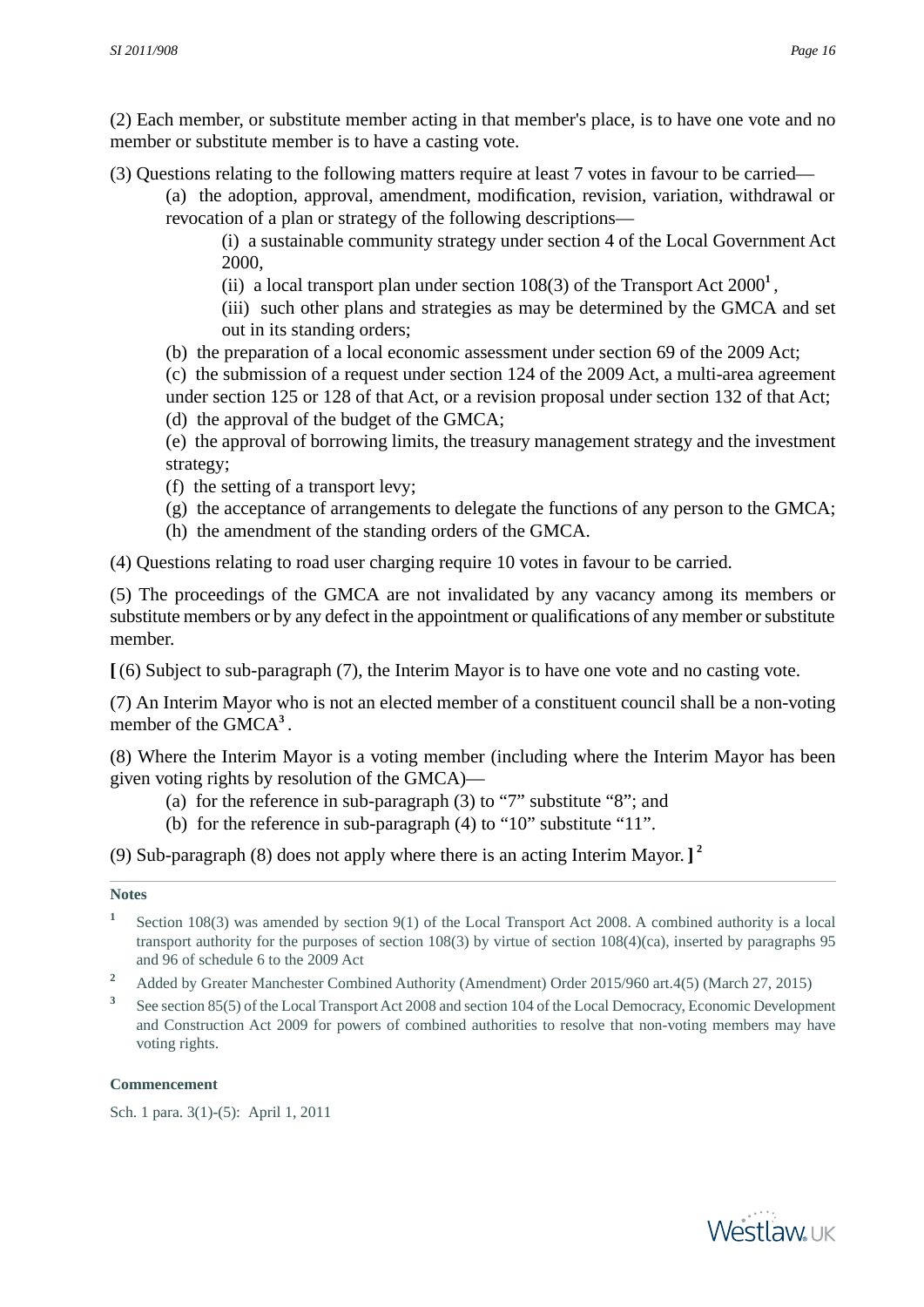(2) Each member, or substitute member acting in that member's place, is to have one vote and no member or substitute member is to have a casting vote.

(3) Questions relating to the following matters require at least 7 votes in favour to be carried—

(a) the adoption, approval, amendment, modification, revision, variation, withdrawal or revocation of a plan or strategy of the following descriptions—

(i) a sustainable community strategy under section 4 of the Local Government Act 2000,

(ii) a local transport plan under section 108(3) of the Transport Act 2000[1],

(iii) such other plans and strategies as may be determined by the GMCA and set out in its standing orders;

(b) the preparation of a local economic assessment under section 69 of the 2009 Act;

(c) the submission of a request under section 124 of the 2009 Act, a multi-area agreement under section 125 or 128 of that Act, or a revision proposal under section 132 of that Act;

(d) the approval of the budget of the GMCA;

(e) the approval of borrowing limits, the treasury management strategy and the investment strategy;

(f) the setting of a transport levy;

(g) the acceptance of arrangements to delegate the functions of any person to the GMCA;

(h) the amendment of the standing orders of the GMCA.

(4) Questions relating to road user charging require 10 votes in favour to be carried.

(5) The proceedings of the GMCA are not invalidated by any vacancy among its members or substitute members or by any defect in the appointment or qualifications of any member or substitute member.

**[** (6) Subject to sub-paragraph (7), the Interim Mayor is to have one vote and no casting vote.

(7) An Interim Mayor who is not an elected member of a constituent council shall be a non-voting member of the GMCA[3].

(8) Where the Interim Mayor is a voting member (including where the Interim Mayor has been given voting rights by resolution of the GMCA)—

(a) for the reference in sub-paragraph (3) to "7" substitute "8"; and

(b) for the reference in sub-paragraph (4) to "10" substitute "11".

(9) Sub-paragraph (8) does not apply where there is an acting Interim Mayor. **]**[2]

**Notes**

[1] Section 108(3) was amended by section 9(1) of the Local Transport Act 2008. A combined authority is a local transport authority for the purposes of section 108(3) by virtue of section 108(4)(ca), inserted by paragraphs 95 and 96 of schedule 6 to the 2009 Act

[2] Added by Greater Manchester Combined Authority (Amendment) Order 2015/960 art.4(5) (March 27, 2015)

[3] See section 85(5) of the Local Transport Act 2008 and section 104 of the Local Democracy, Economic Development and Construction Act 2009 for powers of combined authorities to resolve that non-voting members may have voting rights.

**Commencement**

Sch. 1 para. 3(1)-(5): April 1, 2011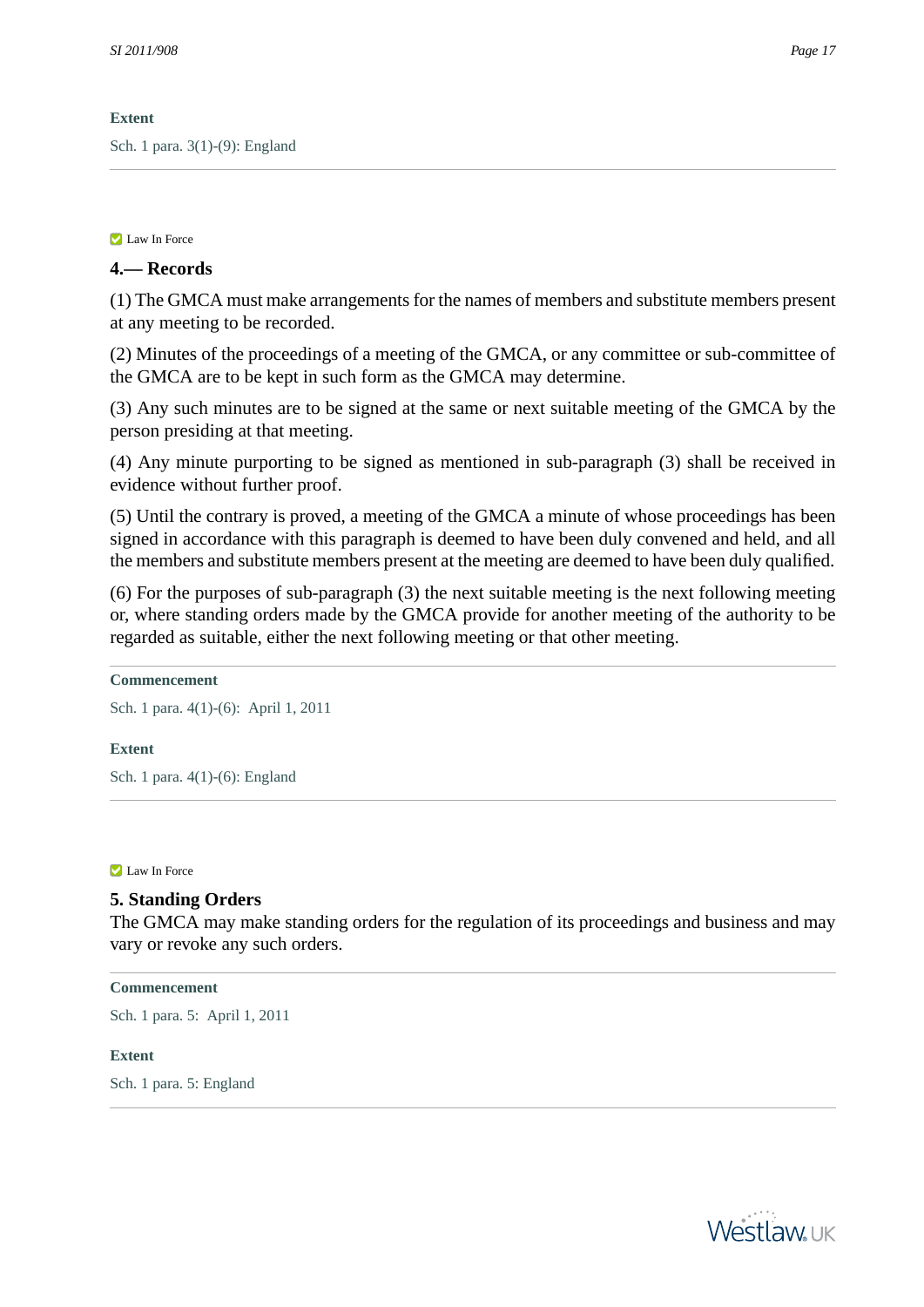**Extent**

Sch. 1 para. 3(1)-(9): England

---

Law In Force

### 4.— Records

(1) The GMCA must make arrangements for the names of members and substitute members present at any meeting to be recorded.

(2) Minutes of the proceedings of a meeting of the GMCA, or any committee or sub-committee of the GMCA are to be kept in such form as the GMCA may determine.

(3) Any such minutes are to be signed at the same or next suitable meeting of the GMCA by the person presiding at that meeting.

(4) Any minute purporting to be signed as mentioned in sub-paragraph (3) shall be received in evidence without further proof.

(5) Until the contrary is proved, a meeting of the GMCA a minute of whose proceedings has been signed in accordance with this paragraph is deemed to have been duly convened and held, and all the members and substitute members present at the meeting are deemed to have been duly qualified.

(6) For the purposes of sub-paragraph (3) the next suitable meeting is the next following meeting or, where standing orders made by the GMCA provide for another meeting of the authority to be regarded as suitable, either the next following meeting or that other meeting.

---

**Commencement**

Sch. 1 para. 4(1)-(6): April 1, 2011

**Extent**

Sch. 1 para. 4(1)-(6): England

---

Law In Force

### 5. Standing Orders

The GMCA may make standing orders for the regulation of its proceedings and business and may vary or revoke any such orders.

---

**Commencement**

Sch. 1 para. 5: April 1, 2011

**Extent**

Sch. 1 para. 5: England

---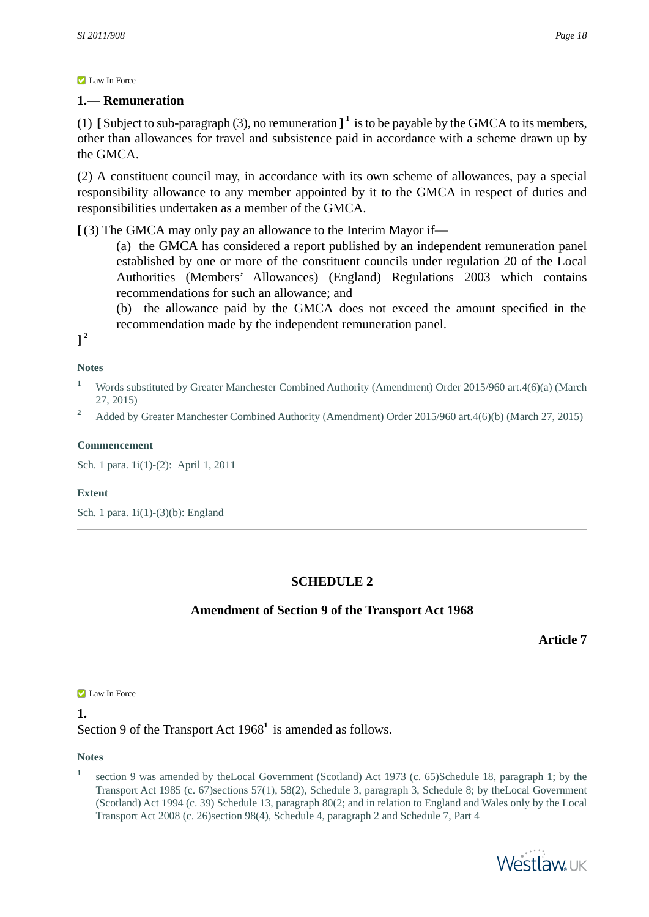Law In Force

### 1.— Remuneration

(1) **[** Subject to sub-paragraph (3), no remuneration **]** [1] is to be payable by the GMCA to its members, other than allowances for travel and subsistence paid in accordance with a scheme drawn up by the GMCA.

(2) A constituent council may, in accordance with its own scheme of allowances, pay a special responsibility allowance to any member appointed by it to the GMCA in respect of duties and responsibilities undertaken as a member of the GMCA.

**[** (3) The GMCA may only pay an allowance to the Interim Mayor if—

(a) the GMCA has considered a report published by an independent remuneration panel established by one or more of the constituent councils under regulation 20 of the Local Authorities (Members' Allowances) (England) Regulations 2003 which contains recommendations for such an allowance; and

(b) the allowance paid by the GMCA does not exceed the amount specified in the recommendation made by the independent remuneration panel.

**]** [2]

**Notes**

1. Words substituted by Greater Manchester Combined Authority (Amendment) Order 2015/960 art.4(6)(a) (March 27, 2015)
2. Added by Greater Manchester Combined Authority (Amendment) Order 2015/960 art.4(6)(b) (March 27, 2015)

**Commencement**

Sch. 1 para. 1i(1)-(2): April 1, 2011

**Extent**

Sch. 1 para. 1i(1)-(3)(b): England

## SCHEDULE 2

### Amendment of Section 9 of the Transport Act 1968

**Article 7**

Law In Force

**1.**

Section 9 of the Transport Act 1968[1] is amended as follows.

**Notes**

1. section 9 was amended by theLocal Government (Scotland) Act 1973 (c. 65)Schedule 18, paragraph 1; by the Transport Act 1985 (c. 67)sections 57(1), 58(2), Schedule 3, paragraph 3, Schedule 8; by theLocal Government (Scotland) Act 1994 (c. 39) Schedule 13, paragraph 80(2; and in relation to England and Wales only by the Local Transport Act 2008 (c. 26)section 98(4), Schedule 4, paragraph 2 and Schedule 7, Part 4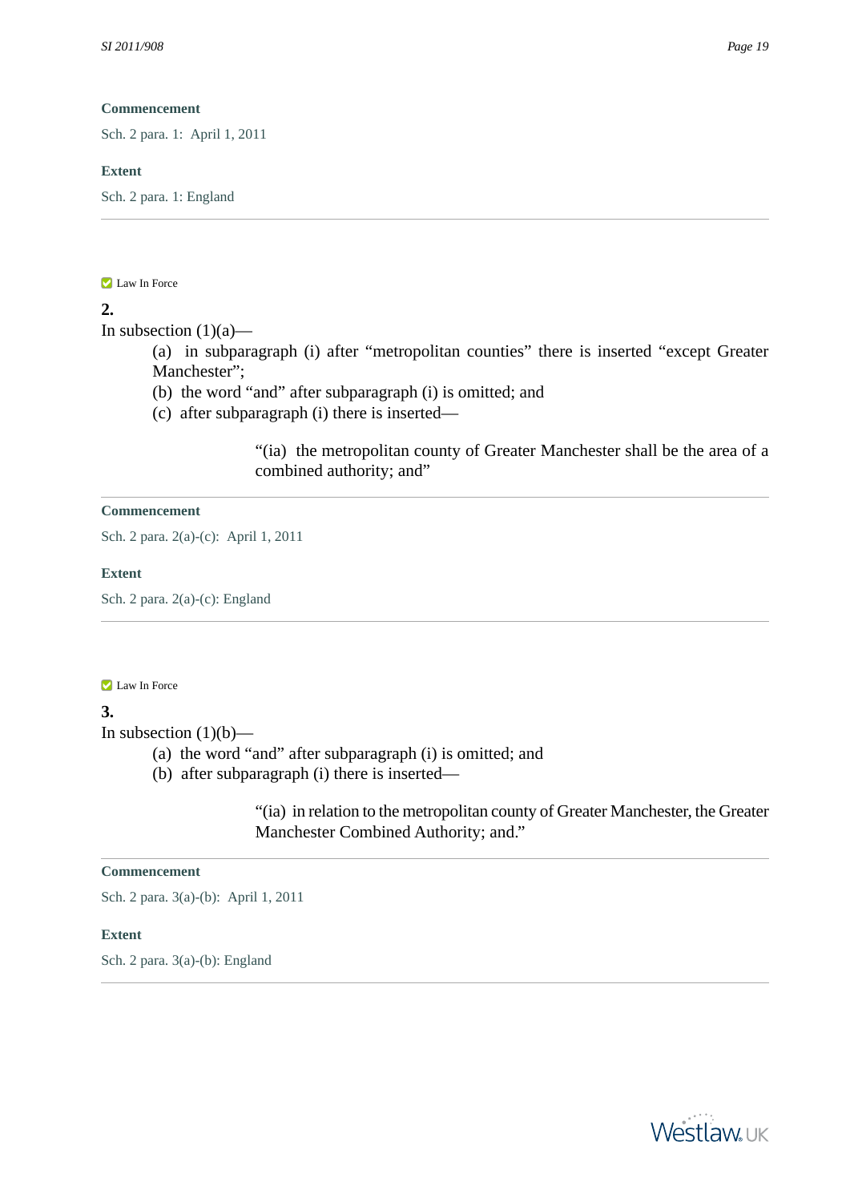**Commencement**

Sch. 2 para. 1: April 1, 2011

**Extent**

Sch. 2 para. 1: England

---

Law In Force

**2.**

In subsection (1)(a)—

(a) in subparagraph (i) after “metropolitan counties” there is inserted “except Greater Manchester”;

(b) the word “and” after subparagraph (i) is omitted; and

(c) after subparagraph (i) there is inserted—

> “(ia) the metropolitan county of Greater Manchester shall be the area of a combined authority; and”

---

**Commencement**

Sch. 2 para. 2(a)-(c): April 1, 2011

**Extent**

Sch. 2 para. 2(a)-(c): England

---

Law In Force

**3.**

In subsection (1)(b)—

(a) the word “and” after subparagraph (i) is omitted; and

(b) after subparagraph (i) there is inserted—

> “(ia) in relation to the metropolitan county of Greater Manchester, the Greater Manchester Combined Authority; and.”

---

**Commencement**

Sch. 2 para. 3(a)-(b): April 1, 2011

**Extent**

Sch. 2 para. 3(a)-(b): England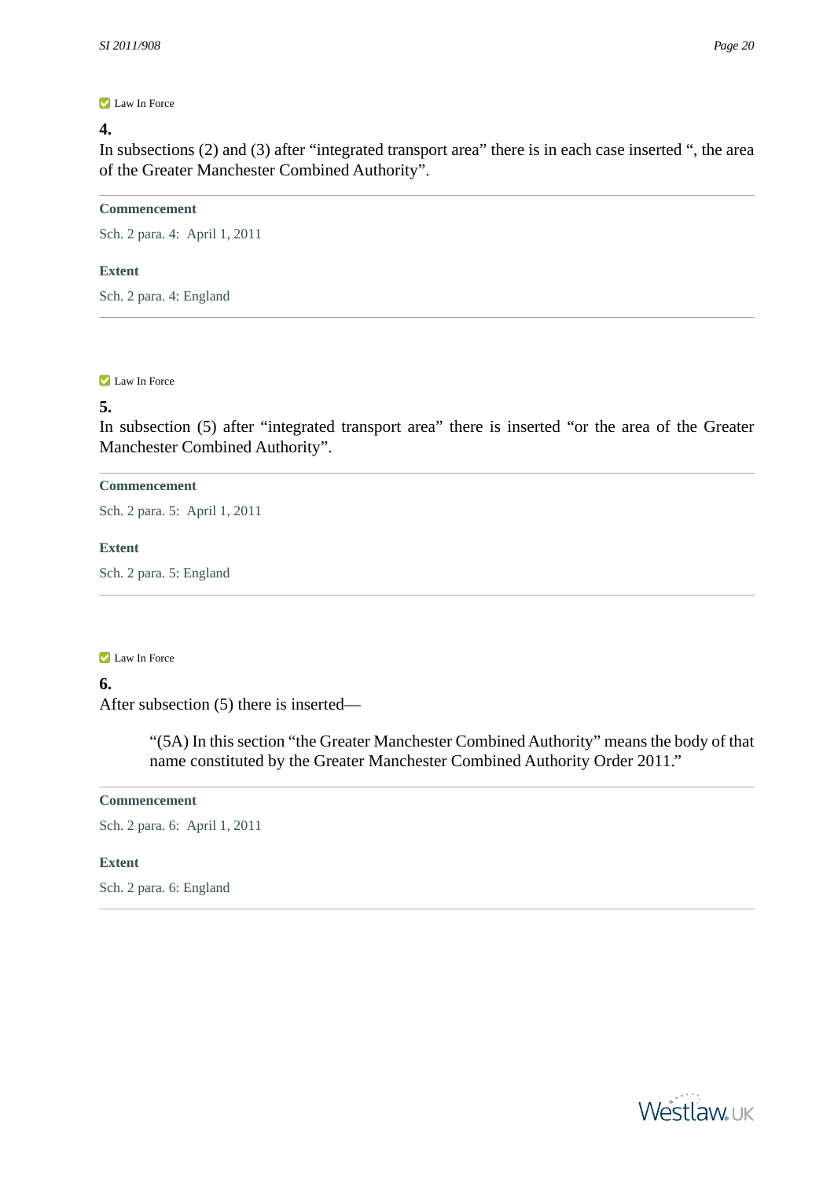Law In Force

**4.**

In subsections (2) and (3) after “integrated transport area” there is in each case inserted “, the area of the Greater Manchester Combined Authority”.

---

**Commencement**

Sch. 2 para. 4: April 1, 2011

**Extent**

Sch. 2 para. 4: England

---

Law In Force

**5.**

In subsection (5) after “integrated transport area” there is inserted “or the area of the Greater Manchester Combined Authority”.

---

**Commencement**

Sch. 2 para. 5: April 1, 2011

**Extent**

Sch. 2 para. 5: England

---

Law In Force

**6.**

After subsection (5) there is inserted—

> “(5A) In this section “the Greater Manchester Combined Authority” means the body of that name constituted by the Greater Manchester Combined Authority Order 2011.”

---

**Commencement**

Sch. 2 para. 6: April 1, 2011

**Extent**

Sch. 2 para. 6: England

---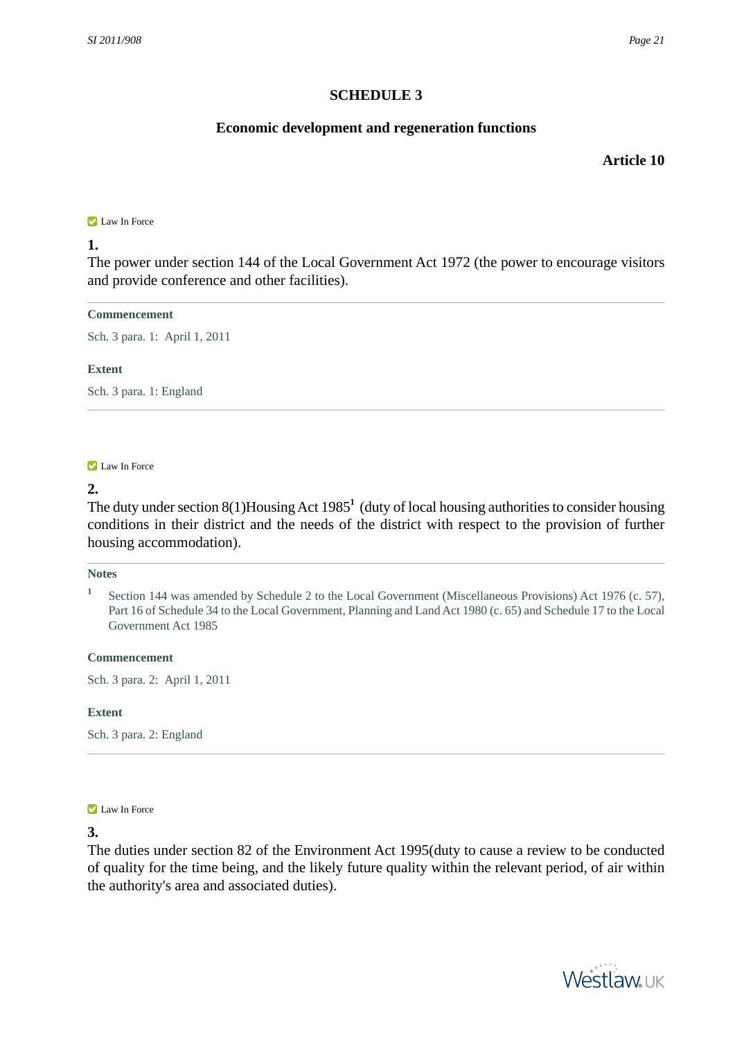## SCHEDULE 3

### Economic development and regeneration functions

**Article 10**

Law In Force

**1.**

The power under section 144 of the Local Government Act 1972 (the power to encourage visitors and provide conference and other facilities).

**Commencement**

Sch. 3 para. 1: April 1, 2011

**Extent**

Sch. 3 para. 1: England

Law In Force

**2.**

The duty under section 8(1)Housing Act 1985[1] (duty of local housing authorities to consider housing conditions in their district and the needs of the district with respect to the provision of further housing accommodation).

**Notes**

[1] Section 144 was amended by Schedule 2 to the Local Government (Miscellaneous Provisions) Act 1976 (c. 57), Part 16 of Schedule 34 to the Local Government, Planning and Land Act 1980 (c. 65) and Schedule 17 to the Local Government Act 1985

**Commencement**

Sch. 3 para. 2: April 1, 2011

**Extent**

Sch. 3 para. 2: England

Law In Force

**3.**

The duties under section 82 of the Environment Act 1995(duty to cause a review to be conducted of quality for the time being, and the likely future quality within the relevant period, of air within the authority's area and associated duties).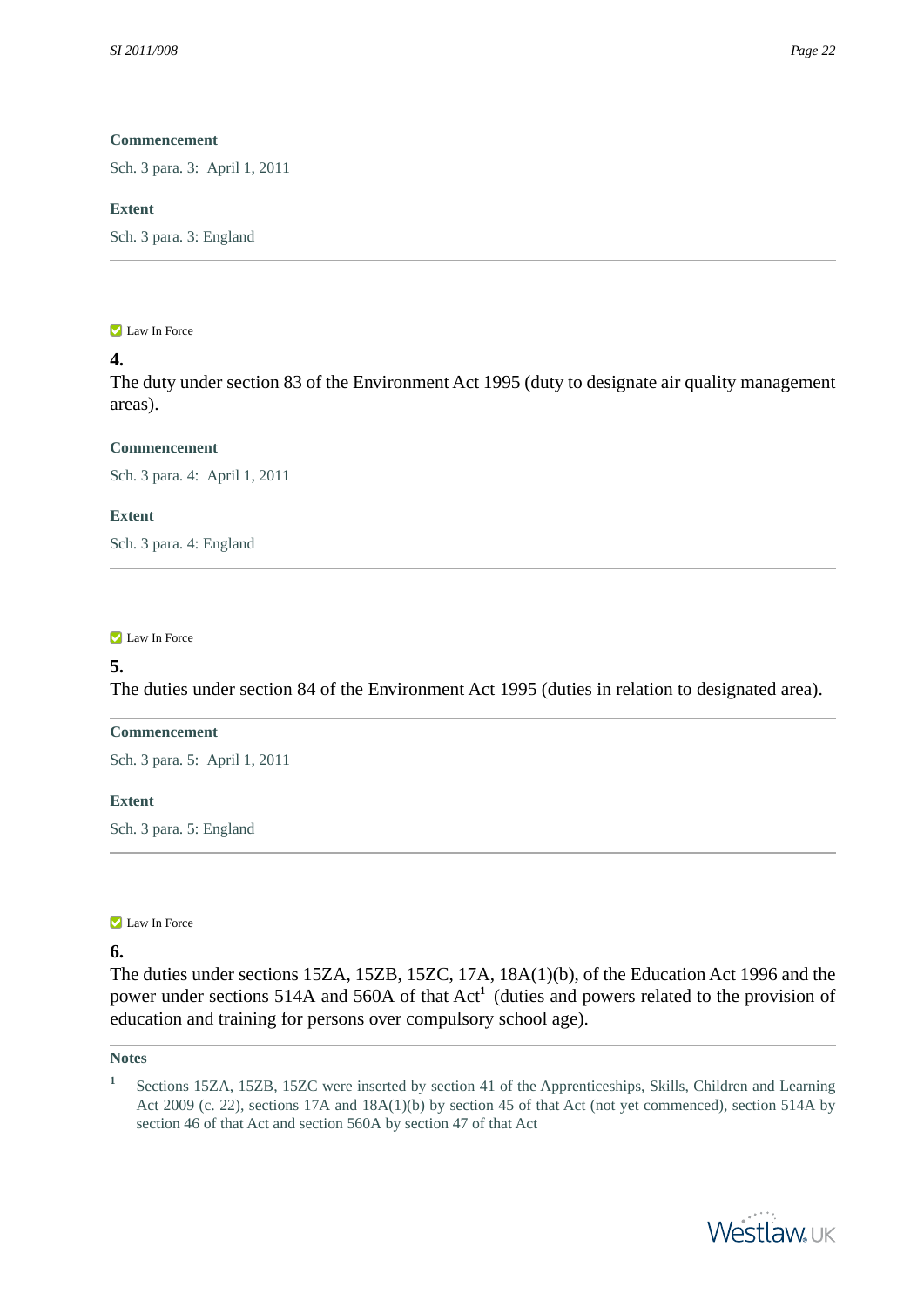**Commencement**

Sch. 3 para. 3: April 1, 2011

**Extent**

Sch. 3 para. 3: England

---

Law In Force

**4.**

The duty under section 83 of the Environment Act 1995 (duty to designate air quality management areas).

**Commencement**

Sch. 3 para. 4: April 1, 2011

**Extent**

Sch. 3 para. 4: England

---

Law In Force

**5.**

The duties under section 84 of the Environment Act 1995 (duties in relation to designated area).

**Commencement**

Sch. 3 para. 5: April 1, 2011

**Extent**

Sch. 3 para. 5: England

---

Law In Force

**6.**

The duties under sections 15ZA, 15ZB, 15ZC, 17A, 18A(1)(b), of the Education Act 1996 and the power under sections 514A and 560A of that Act[1] (duties and powers related to the provision of education and training for persons over compulsory school age).

**Notes**

[1] Sections 15ZA, 15ZB, 15ZC were inserted by section 41 of the Apprenticeships, Skills, Children and Learning Act 2009 (c. 22), sections 17A and 18A(1)(b) by section 45 of that Act (not yet commenced), section 514A by section 46 of that Act and section 560A by section 47 of that Act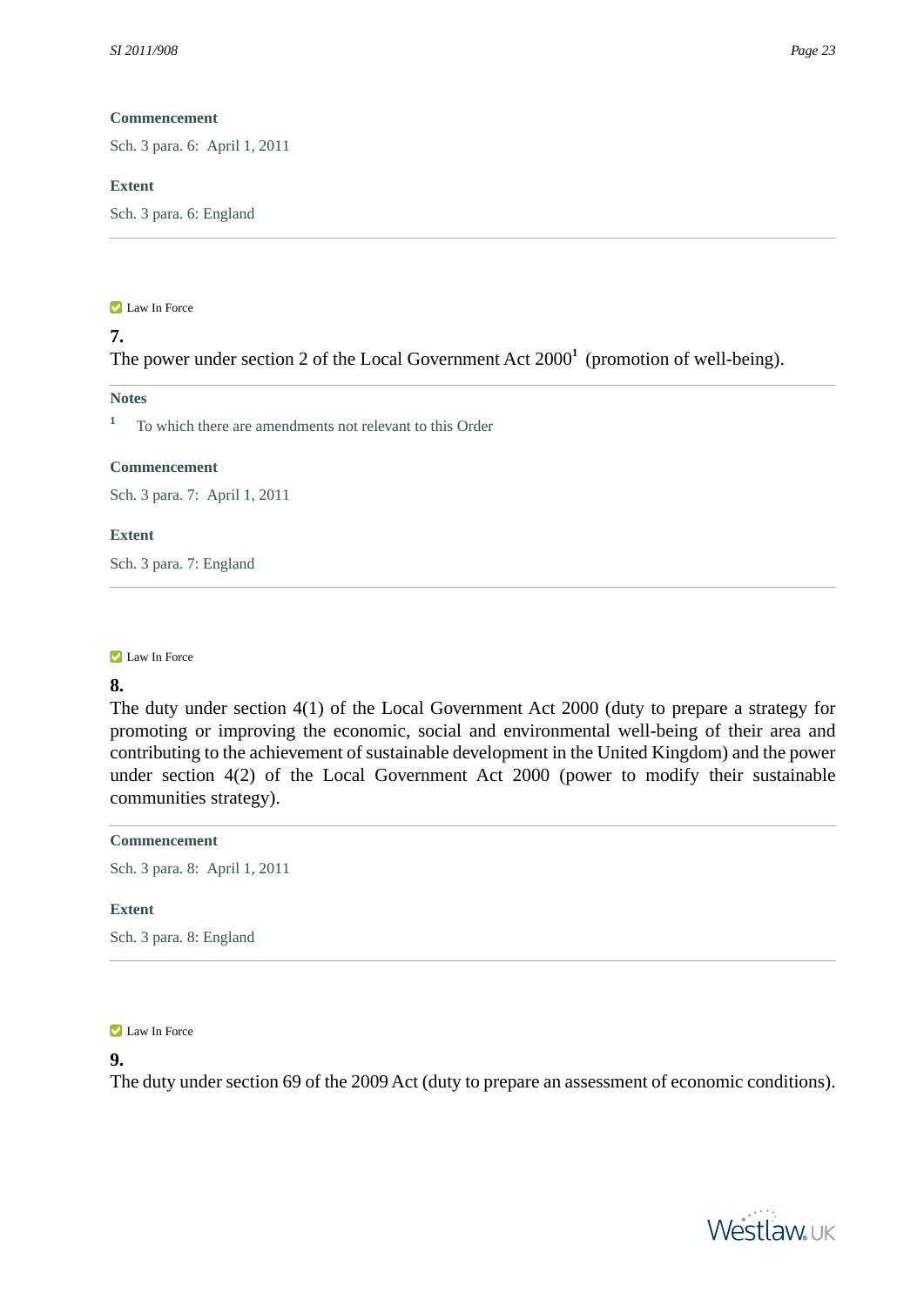**Commencement**

Sch. 3 para. 6: April 1, 2011

**Extent**

Sch. 3 para. 6: England

---

Law In Force

**7.**

The power under section 2 of the Local Government Act 2000[1] (promotion of well-being).

**Notes**

[1] To which there are amendments not relevant to this Order

**Commencement**

Sch. 3 para. 7: April 1, 2011

**Extent**

Sch. 3 para. 7: England

---

Law In Force

**8.**

The duty under section 4(1) of the Local Government Act 2000 (duty to prepare a strategy for promoting or improving the economic, social and environmental well-being of their area and contributing to the achievement of sustainable development in the United Kingdom) and the power under section 4(2) of the Local Government Act 2000 (power to modify their sustainable communities strategy).

**Commencement**

Sch. 3 para. 8: April 1, 2011

**Extent**

Sch. 3 para. 8: England

---

Law In Force

**9.**

The duty under section 69 of the 2009 Act (duty to prepare an assessment of economic conditions).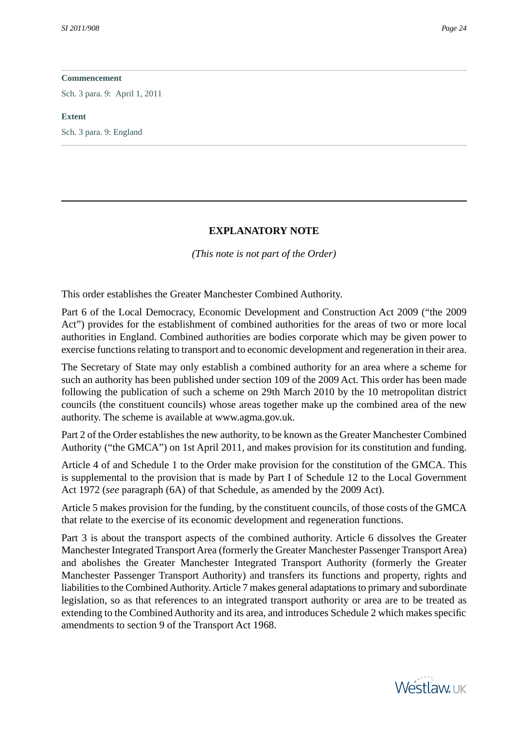**Commencement**

Sch. 3 para. 9: April 1, 2011

**Extent**

Sch. 3 para. 9: England

---

## EXPLANATORY NOTE

*(This note is not part of the Order)*

This order establishes the Greater Manchester Combined Authority.

Part 6 of the Local Democracy, Economic Development and Construction Act 2009 ("the 2009 Act") provides for the establishment of combined authorities for the areas of two or more local authorities in England. Combined authorities are bodies corporate which may be given power to exercise functions relating to transport and to economic development and regeneration in their area.

The Secretary of State may only establish a combined authority for an area where a scheme for such an authority has been published under section 109 of the 2009 Act. This order has been made following the publication of such a scheme on 29th March 2010 by the 10 metropolitan district councils (the constituent councils) whose areas together make up the combined area of the new authority. The scheme is available at www.agma.gov.uk.

Part 2 of the Order establishes the new authority, to be known as the Greater Manchester Combined Authority ("the GMCA") on 1st April 2011, and makes provision for its constitution and funding.

Article 4 of and Schedule 1 to the Order make provision for the constitution of the GMCA. This is supplemental to the provision that is made by Part I of Schedule 12 to the Local Government Act 1972 (*see* paragraph (6A) of that Schedule, as amended by the 2009 Act).

Article 5 makes provision for the funding, by the constituent councils, of those costs of the GMCA that relate to the exercise of its economic development and regeneration functions.

Part 3 is about the transport aspects of the combined authority. Article 6 dissolves the Greater Manchester Integrated Transport Area (formerly the Greater Manchester Passenger Transport Area) and abolishes the Greater Manchester Integrated Transport Authority (formerly the Greater Manchester Passenger Transport Authority) and transfers its functions and property, rights and liabilities to the Combined Authority. Article 7 makes general adaptations to primary and subordinate legislation, so as that references to an integrated transport authority or area are to be treated as extending to the Combined Authority and its area, and introduces Schedule 2 which makes specific amendments to section 9 of the Transport Act 1968.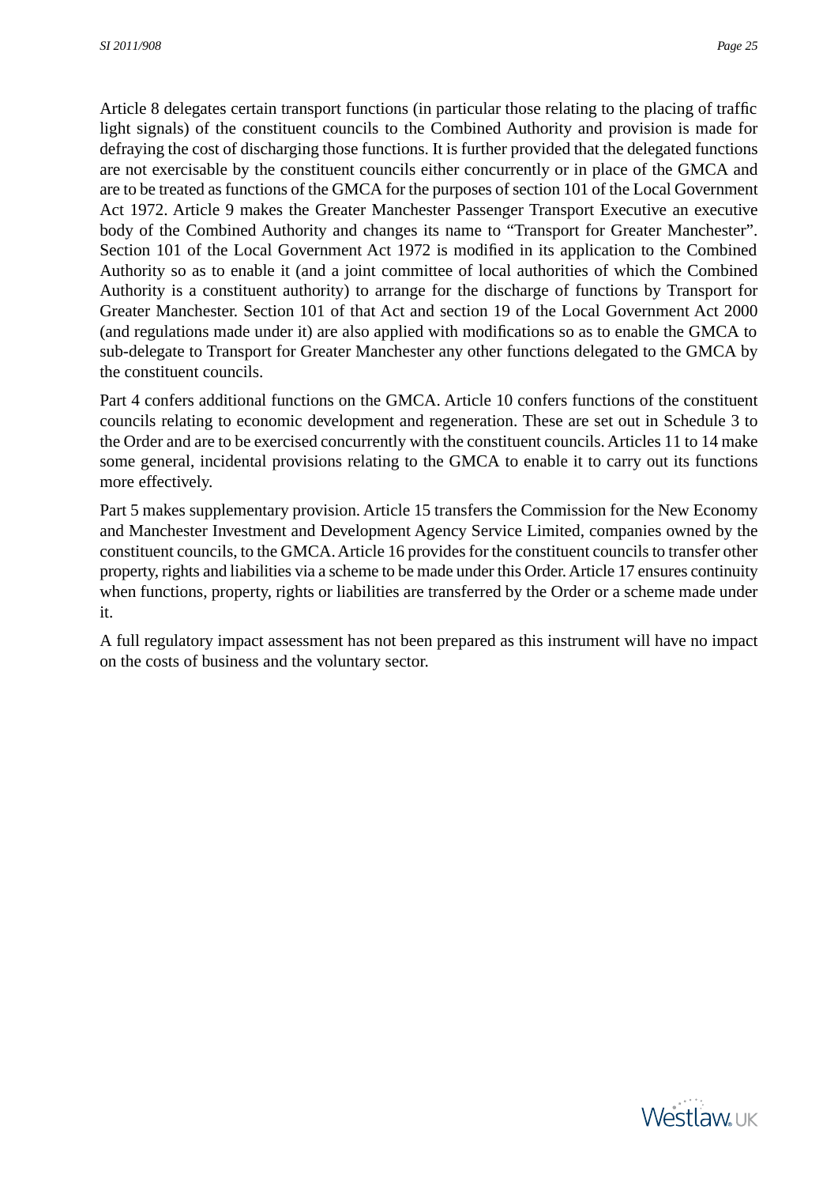Article 8 delegates certain transport functions (in particular those relating to the placing of traffic light signals) of the constituent councils to the Combined Authority and provision is made for defraying the cost of discharging those functions. It is further provided that the delegated functions are not exercisable by the constituent councils either concurrently or in place of the GMCA and are to be treated as functions of the GMCA for the purposes of section 101 of the Local Government Act 1972. Article 9 makes the Greater Manchester Passenger Transport Executive an executive body of the Combined Authority and changes its name to "Transport for Greater Manchester". Section 101 of the Local Government Act 1972 is modified in its application to the Combined Authority so as to enable it (and a joint committee of local authorities of which the Combined Authority is a constituent authority) to arrange for the discharge of functions by Transport for Greater Manchester. Section 101 of that Act and section 19 of the Local Government Act 2000 (and regulations made under it) are also applied with modifications so as to enable the GMCA to sub-delegate to Transport for Greater Manchester any other functions delegated to the GMCA by the constituent councils.

Part 4 confers additional functions on the GMCA. Article 10 confers functions of the constituent councils relating to economic development and regeneration. These are set out in Schedule 3 to the Order and are to be exercised concurrently with the constituent councils. Articles 11 to 14 make some general, incidental provisions relating to the GMCA to enable it to carry out its functions more effectively.

Part 5 makes supplementary provision. Article 15 transfers the Commission for the New Economy and Manchester Investment and Development Agency Service Limited, companies owned by the constituent councils, to the GMCA. Article 16 provides for the constituent councils to transfer other property, rights and liabilities via a scheme to be made under this Order. Article 17 ensures continuity when functions, property, rights or liabilities are transferred by the Order or a scheme made under it.

A full regulatory impact assessment has not been prepared as this instrument will have no impact on the costs of business and the voluntary sector.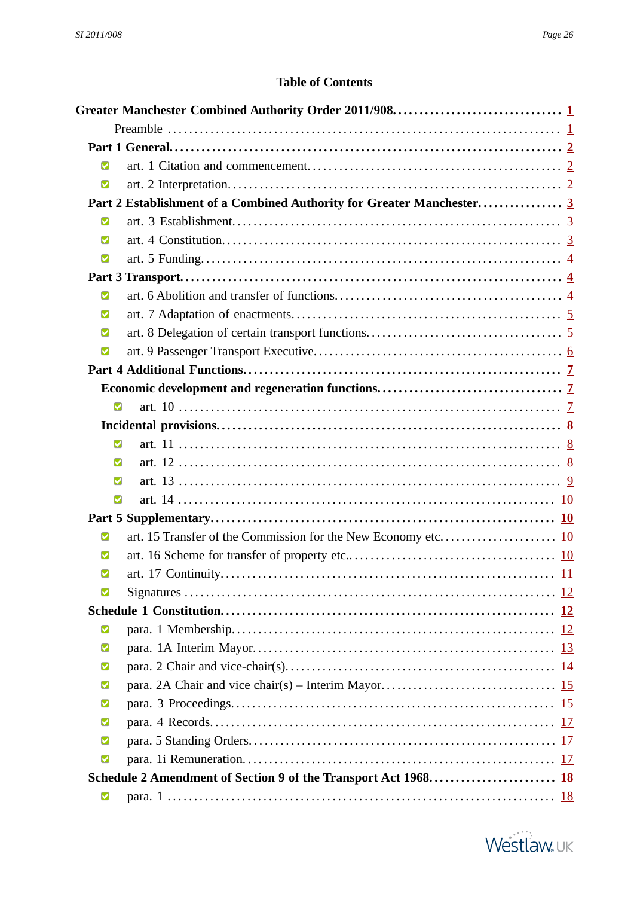## Table of Contents

**Greater Manchester Combined Authority Order 2011/908** ........ 1

Preamble ........ 1

**Part 1 General** ........ 2

- art. 1 Citation and commencement ........ 2
- art. 2 Interpretation ........ 2

**Part 2 Establishment of a Combined Authority for Greater Manchester** ........ 3

- art. 3 Establishment ........ 3
- art. 4 Constitution ........ 3
- art. 5 Funding ........ 4

**Part 3 Transport** ........ 4

- art. 6 Abolition and transfer of functions ........ 4
- art. 7 Adaptation of enactments ........ 5
- art. 8 Delegation of certain transport functions ........ 5
- art. 9 Passenger Transport Executive ........ 6

**Part 4 Additional Functions** ........ 7

**Economic development and regeneration functions** ........ 7

- art. 10 ........ 7

**Incidental provisions** ........ 8

- art. 11 ........ 8
- art. 12 ........ 8
- art. 13 ........ 9
- art. 14 ........ 10

**Part 5 Supplementary** ........ 10

- art. 15 Transfer of the Commission for the New Economy etc. ........ 10
- art. 16 Scheme for transfer of property etc.. ........ 10
- art. 17 Continuity ........ 11
- Signatures ........ 12

**Schedule 1 Constitution** ........ 12

- para. 1 Membership ........ 12
- para. 1A Interim Mayor ........ 13
- para. 2 Chair and vice-chair(s) ........ 14
- para. 2A Chair and vice chair(s) – Interim Mayor ........ 15
- para. 3 Proceedings ........ 15
- para. 4 Records ........ 17
- para. 5 Standing Orders ........ 17
- para. 1i Remuneration ........ 17

**Schedule 2 Amendment of Section 9 of the Transport Act 1968** ........ 18

- para. 1 ........ 18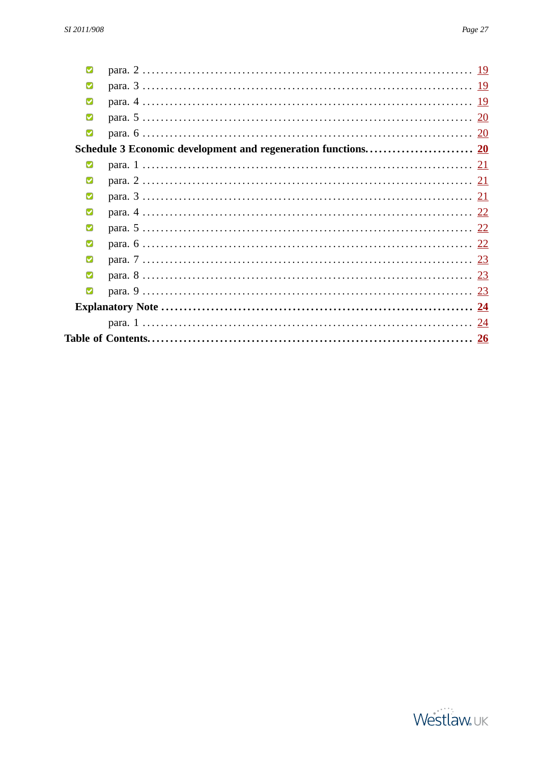- para. 2 ..... 19
- para. 3 ..... 19
- para. 4 ..... 19
- para. 5 ..... 20
- para. 6 ..... 20

**Schedule 3 Economic development and regeneration functions. ..... 20**

- para. 1 ..... 21
- para. 2 ..... 21
- para. 3 ..... 21
- para. 4 ..... 22
- para. 5 ..... 22
- para. 6 ..... 22
- para. 7 ..... 23
- para. 8 ..... 23
- para. 9 ..... 23

**Explanatory Note ..... 24**

para. 1 ..... 24

**Table of Contents. ..... 26**